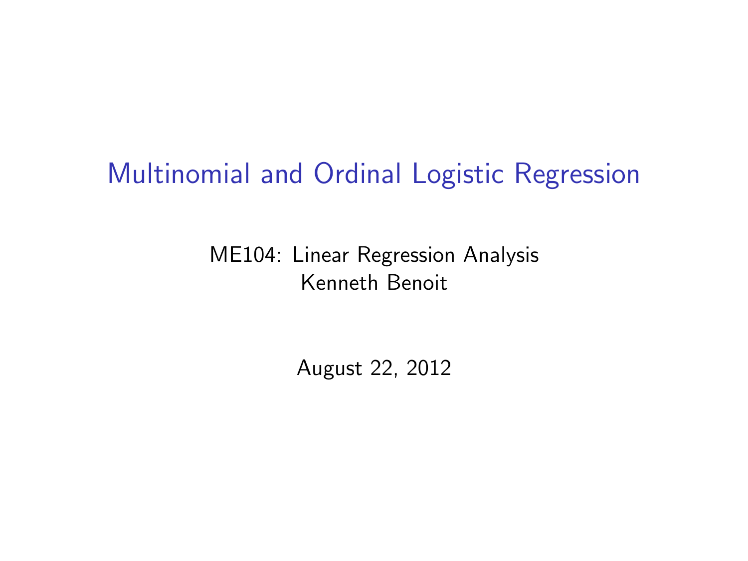# Multinomial and Ordinal Logistic Regression

ME104: Linear Regression Analysis
Kenneth Benoit

August 22, 2012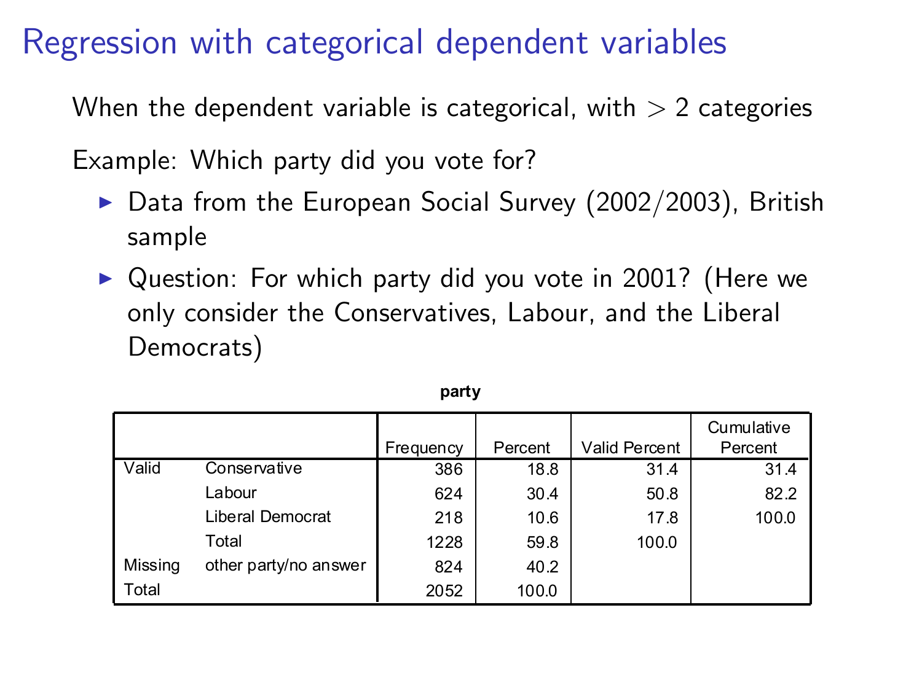# Regression with categorical dependent variables

When the dependent variable is categorical, with $> 2$ categories

Example: Which party did you vote for?

- Data from the European Social Survey (2002/2003), British sample
- Question: For which party did you vote in 2001? (Here we only consider the Conservatives, Labour, and the Liberal Democrats)

**party**

| | | Frequency | Percent | Valid Percent | Cumulative Percent |
|---|---|---|---|---|---|
| Valid | Conservative | 386 | 18.8 | 31.4 | 31.4 |
| | Labour | 624 | 30.4 | 50.8 | 82.2 |
| | Liberal Democrat | 218 | 10.6 | 17.8 | 100.0 |
| | Total | 1228 | 59.8 | 100.0 | |
| Missing | other party/no answer | 824 | 40.2 | | |
| Total | | 2052 | 100.0 | | |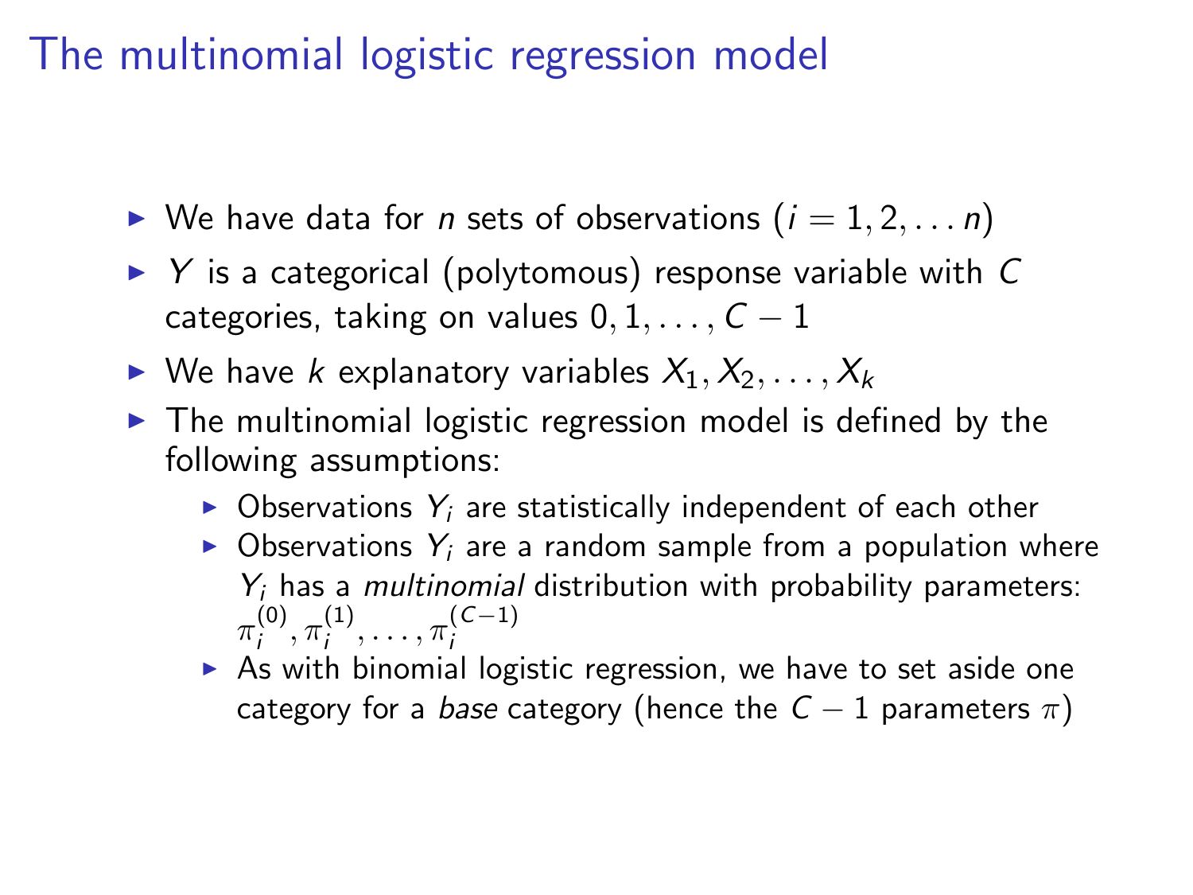# The multinomial logistic regression model

- We have data for $n$ sets of observations ($i = 1, 2, \ldots n$)
- $Y$ is a categorical (polytomous) response variable with $C$ categories, taking on values $0, 1, \ldots, C-1$
- We have $k$ explanatory variables $X_1, X_2, \ldots, X_k$
- The multinomial logistic regression model is defined by the following assumptions:
  - Observations $Y_i$ are statistically independent of each other
  - Observations $Y_i$ are a random sample from a population where $Y_i$ has a *multinomial* distribution with probability parameters: $\pi_i^{(0)}, \pi_i^{(1)}, \ldots, \pi_i^{(C-1)}$
  - As with binomial logistic regression, we have to set aside one category for a *base* category (hence the $C-1$ parameters $\pi$)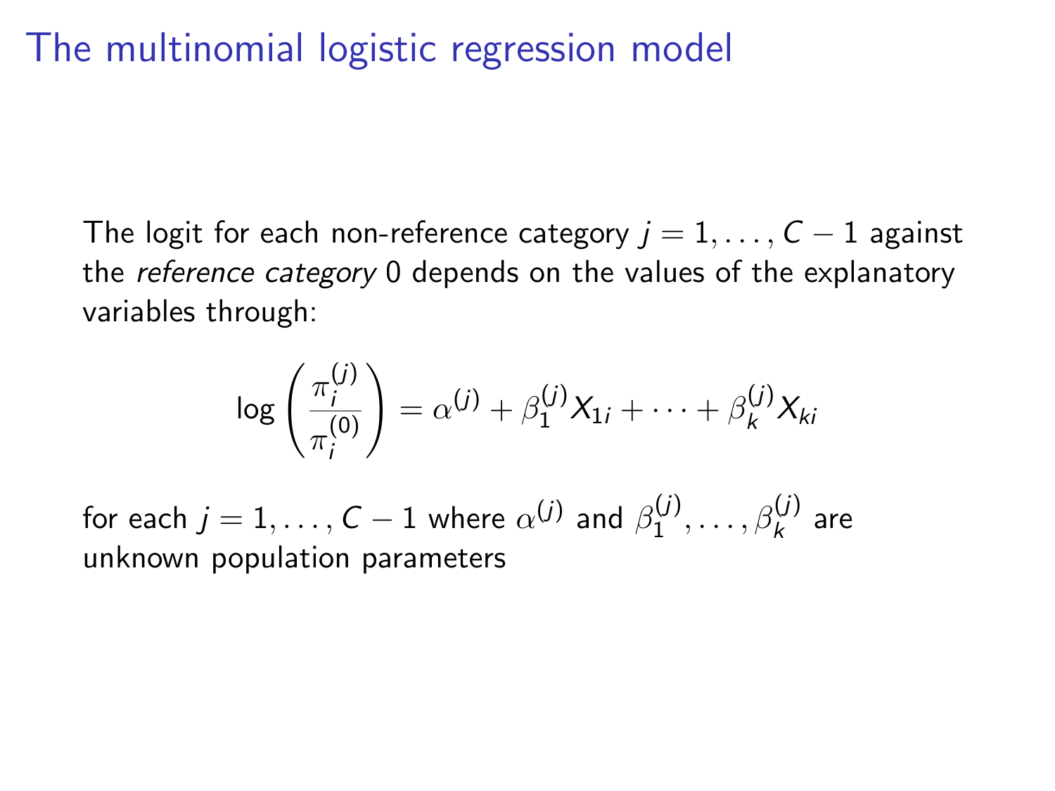# The multinomial logistic regression model

The logit for each non-reference category $j = 1, \ldots, C-1$ against the *reference category* 0 depends on the values of the explanatory variables through:

$$\log\left(\frac{\pi_i^{(j)}}{\pi_i^{(0)}}\right) = \alpha^{(j)} + \beta_1^{(j)} X_{1i} + \cdots + \beta_k^{(j)} X_{ki}$$

for each $j = 1, \ldots, C-1$ where $\alpha^{(j)}$ and $\beta_1^{(j)}, \ldots, \beta_k^{(j)}$ are unknown population parameters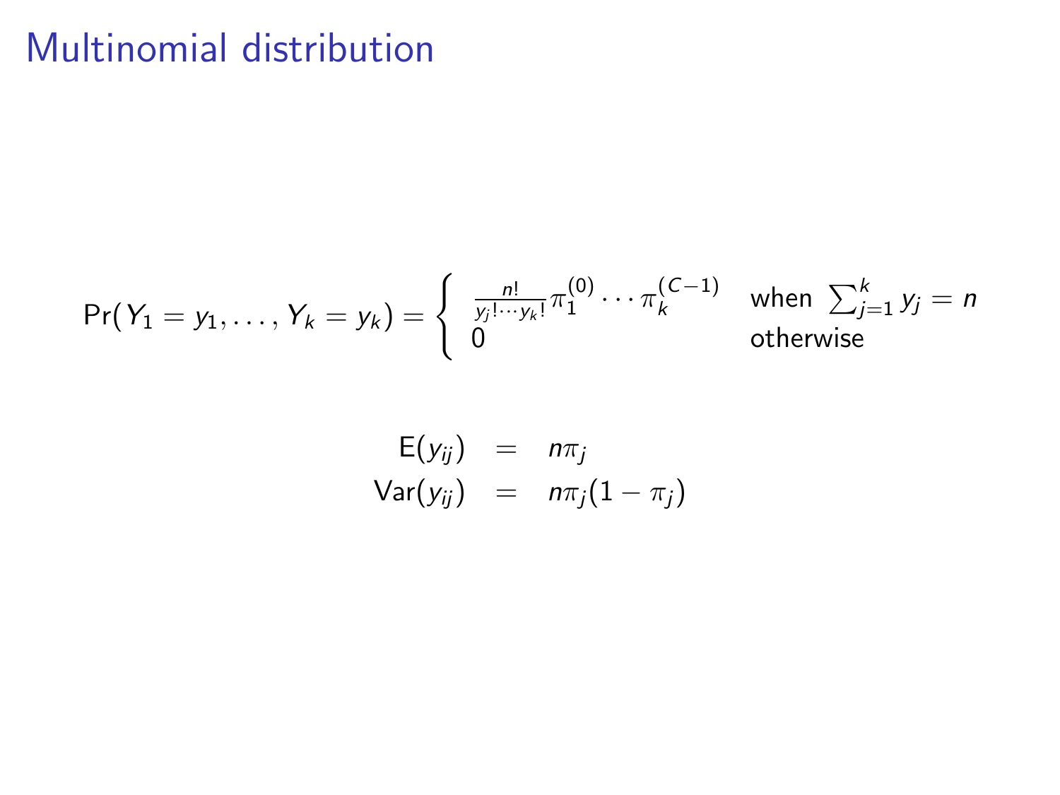# Multinomial distribution

$$
\Pr(Y_1 = y_1, \ldots, Y_k = y_k) = \begin{cases} \frac{n!}{y_j! \cdots y_k!} \pi_1^{(0)} \cdots \pi_k^{(C-1)} & \text{when } \sum_{j=1}^{k} y_j = n \\ 0 & \text{otherwise} \end{cases}
$$

$$
\begin{aligned}
\mathrm{E}(y_{ij}) &= n\pi_j \\
\mathrm{Var}(y_{ij}) &= n\pi_j(1 - \pi_j)
\end{aligned}
$$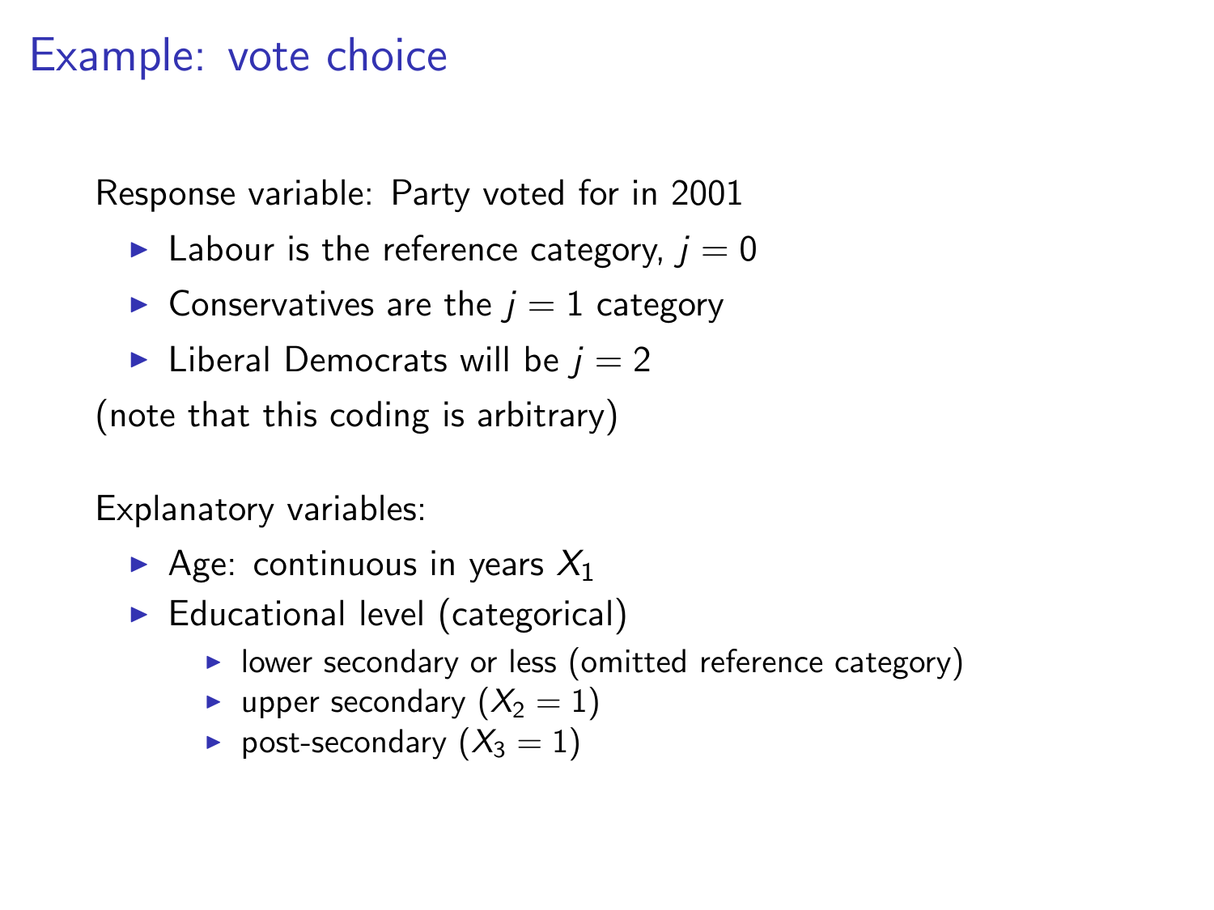# Example: vote choice

Response variable: Party voted for in 2001

- Labour is the reference category, $j = 0$
- Conservatives are the $j = 1$ category
- Liberal Democrats will be $j = 2$

(note that this coding is arbitrary)

Explanatory variables:

- Age: continuous in years $X_1$
- Educational level (categorical)
  - lower secondary or less (omitted reference category)
  - upper secondary ($X_2 = 1$)
  - post-secondary ($X_3 = 1$)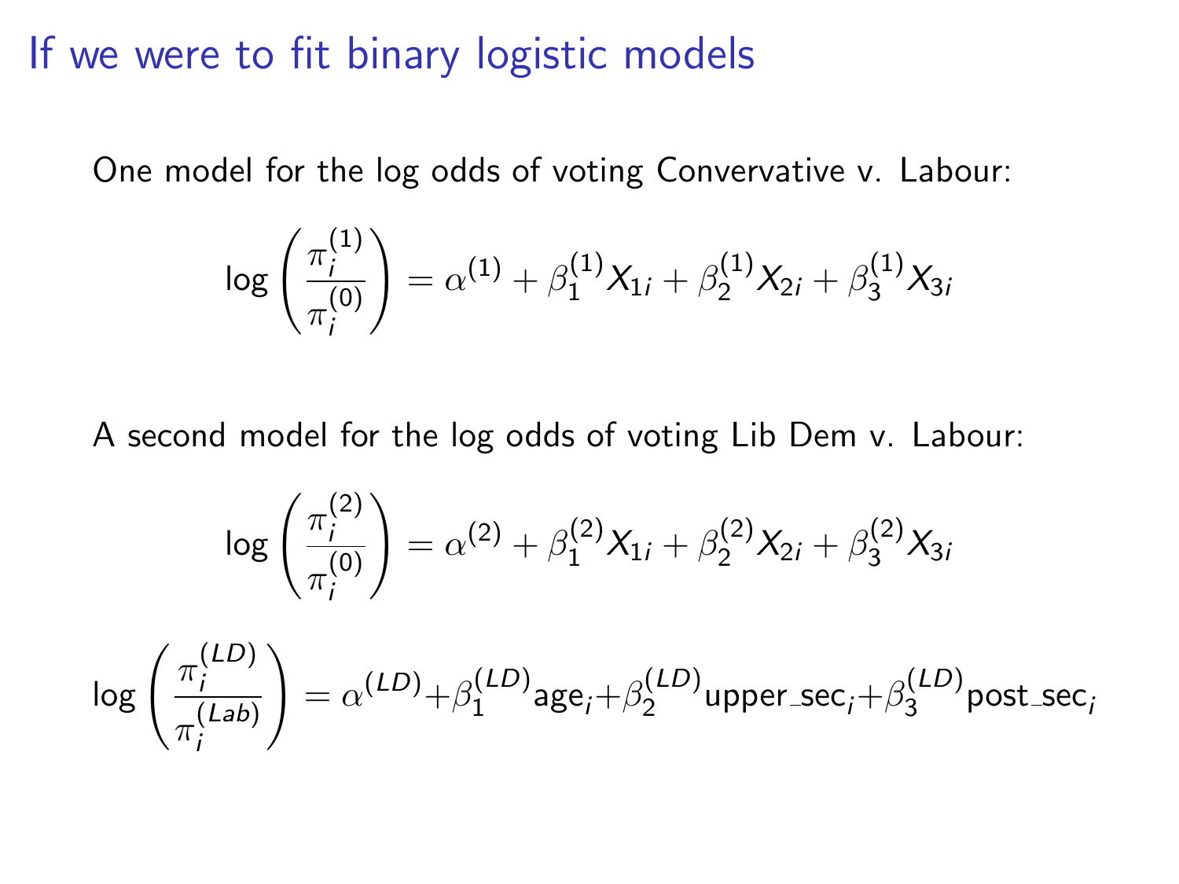# If we were to fit binary logistic models

One model for the log odds of voting Convervative v. Labour:

$$\log\left(\frac{\pi_i^{(1)}}{\pi_i^{(0)}}\right) = \alpha^{(1)} + \beta_1^{(1)} X_{1i} + \beta_2^{(1)} X_{2i} + \beta_3^{(1)} X_{3i}$$

A second model for the log odds of voting Lib Dem v. Labour:

$$\log\left(\frac{\pi_i^{(2)}}{\pi_i^{(0)}}\right) = \alpha^{(2)} + \beta_1^{(2)} X_{1i} + \beta_2^{(2)} X_{2i} + \beta_3^{(2)} X_{3i}$$

$$\log\left(\frac{\pi_i^{(LD)}}{\pi_i^{(Lab)}}\right) = \alpha^{(LD)} + \beta_1^{(LD)} \text{age}_i + \beta_2^{(LD)} \text{upper\_sec}_i + \beta_3^{(LD)} \text{post\_sec}_i$$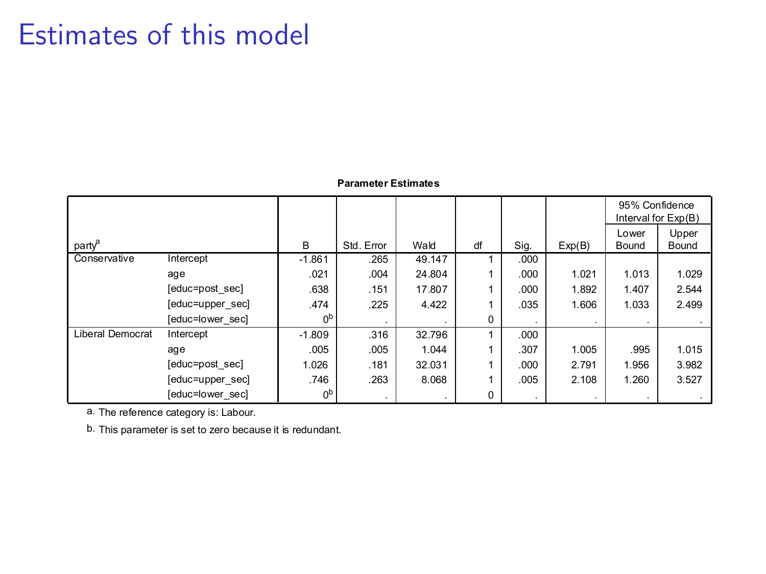# Estimates of this model

**Parameter Estimates**

| party[a] | | B | Std. Error | Wald | df | Sig. | Exp(B) | 95% Confidence Interval for Exp(B) | |
|---|---|---|---|---|---|---|---|---|---|
| | | | | | | | | Lower Bound | Upper Bound |
| Conservative | Intercept | -1.861 | .265 | 49.147 | 1 | .000 | | | |
| | age | .021 | .004 | 24.804 | 1 | .000 | 1.021 | 1.013 | 1.029 |
| | [educ=post_sec] | .638 | .151 | 17.807 | 1 | .000 | 1.892 | 1.407 | 2.544 |
| | [educ=upper_sec] | .474 | .225 | 4.422 | 1 | .035 | 1.606 | 1.033 | 2.499 |
| | [educ=lower_sec] | 0[b] | . | . | 0 | . | . | . | . |
| Liberal Democrat | Intercept | -1.809 | .316 | 32.796 | 1 | .000 | | | |
| | age | .005 | .005 | 1.044 | 1 | .307 | 1.005 | .995 | 1.015 |
| | [educ=post_sec] | 1.026 | .181 | 32.031 | 1 | .000 | 2.791 | 1.956 | 3.982 |
| | [educ=upper_sec] | .746 | .263 | 8.068 | 1 | .005 | 2.108 | 1.260 | 3.527 |
| | [educ=lower_sec] | 0[b] | . | . | 0 | . | . | . | . |

a. The reference category is: Labour.

b. This parameter is set to zero because it is redundant.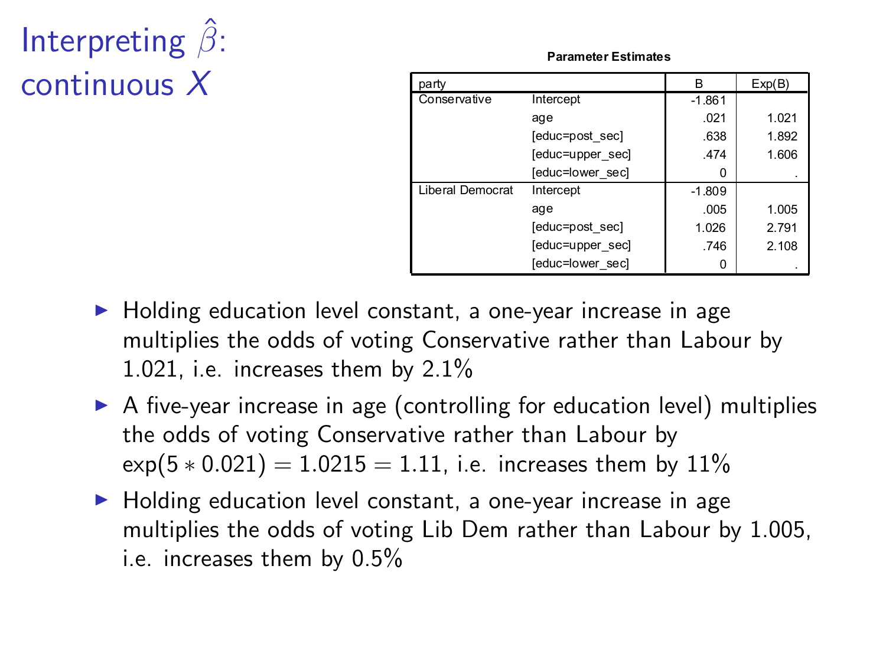# Interpreting $\hat{\beta}$: continuous $X$

**Parameter Estimates**

| party | | B | Exp(B) |
|---|---|---|---|
| Conservative | Intercept | -1.861 | |
| | age | .021 | 1.021 |
| | [educ=post_sec] | .638 | 1.892 |
| | [educ=upper_sec] | .474 | 1.606 |
| | [educ=lower_sec] | 0 | . |
| Liberal Democrat | Intercept | -1.809 | |
| | age | .005 | 1.005 |
| | [educ=post_sec] | 1.026 | 2.791 |
| | [educ=upper_sec] | .746 | 2.108 |
| | [educ=lower_sec] | 0 | . |

- Holding education level constant, a one-year increase in age multiplies the odds of voting Conservative rather than Labour by 1.021, i.e. increases them by 2.1%
- A five-year increase in age (controlling for education level) multiplies the odds of voting Conservative rather than Labour by $\exp(5 * 0.021) = 1.021^5 = 1.11$, i.e. increases them by 11%
- Holding education level constant, a one-year increase in age multiplies the odds of voting Lib Dem rather than Labour by 1.005, i.e. increases them by 0.5%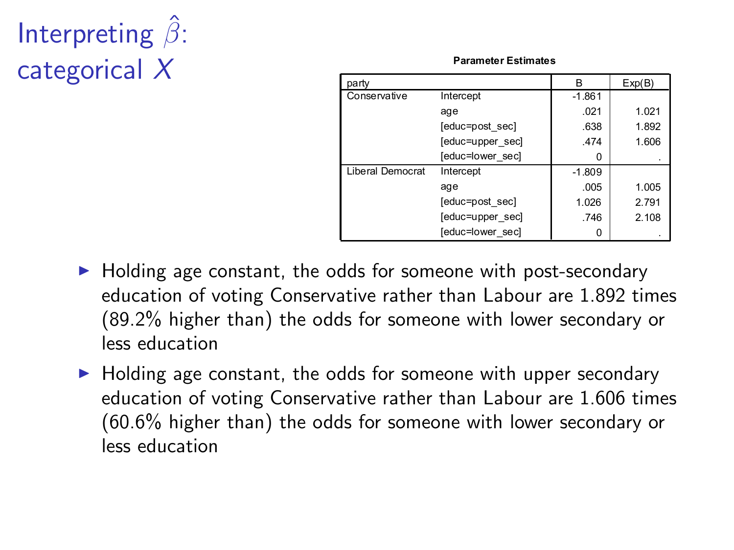# Interpreting $\hat{\beta}$: categorical $X$

**Parameter Estimates**

| party | | B | Exp(B) |
|---|---|---|---|
| Conservative | Intercept | -1.861 | |
| | age | .021 | 1.021 |
| | [educ=post_sec] | .638 | 1.892 |
| | [educ=upper_sec] | .474 | 1.606 |
| | [educ=lower_sec] | 0 | . |
| Liberal Democrat | Intercept | -1.809 | |
| | age | .005 | 1.005 |
| | [educ=post_sec] | 1.026 | 2.791 |
| | [educ=upper_sec] | .746 | 2.108 |
| | [educ=lower_sec] | 0 | . |

- Holding age constant, the odds for someone with post-secondary education of voting Conservative rather than Labour are 1.892 times (89.2% higher than) the odds for someone with lower secondary or less education
- Holding age constant, the odds for someone with upper secondary education of voting Conservative rather than Labour are 1.606 times (60.6% higher than) the odds for someone with lower secondary or less education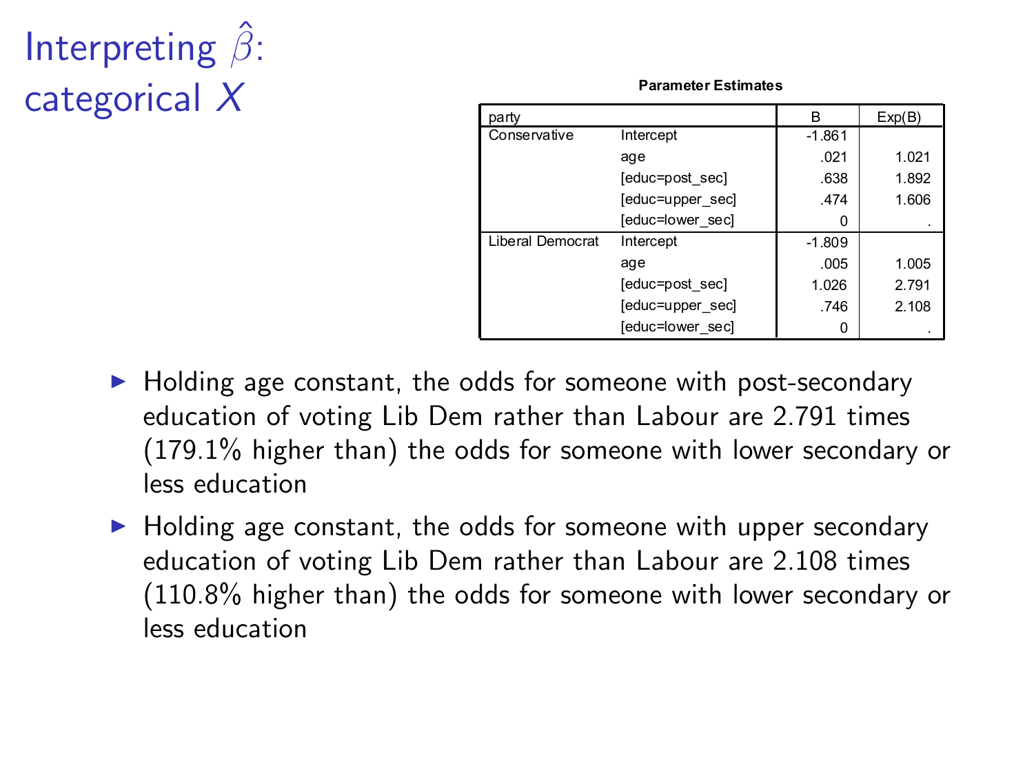# Interpreting $\hat{\beta}$: categorical $X$

**Parameter Estimates**

| party | | B | Exp(B) |
|---|---|---|---|
| Conservative | Intercept | -1.861 | |
| | age | .021 | 1.021 |
| | [educ=post_sec] | .638 | 1.892 |
| | [educ=upper_sec] | .474 | 1.606 |
| | [educ=lower_sec] | 0 | . |
| Liberal Democrat | Intercept | -1.809 | |
| | age | .005 | 1.005 |
| | [educ=post_sec] | 1.026 | 2.791 |
| | [educ=upper_sec] | .746 | 2.108 |
| | [educ=lower_sec] | 0 | . |

- Holding age constant, the odds for someone with post-secondary education of voting Lib Dem rather than Labour are 2.791 times (179.1% higher than) the odds for someone with lower secondary or less education
- Holding age constant, the odds for someone with upper secondary education of voting Lib Dem rather than Labour are 2.108 times (110.8% higher than) the odds for someone with lower secondary or less education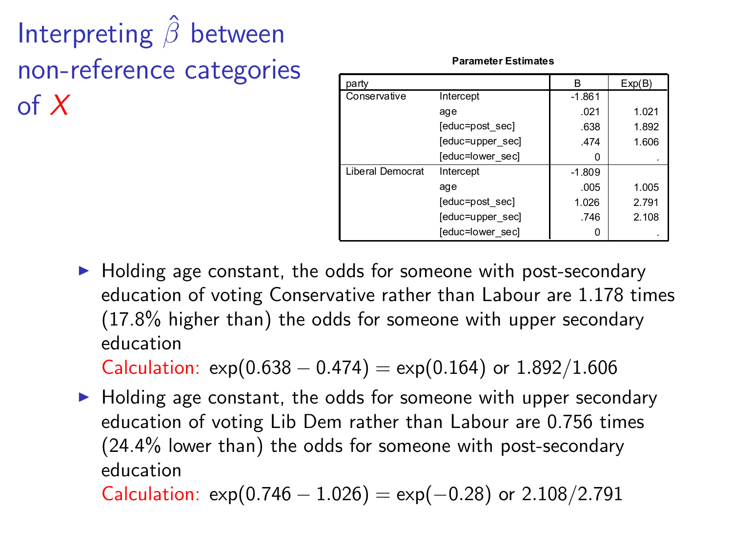# Interpreting $\hat{\beta}$ between non-reference categories of $X$

**Parameter Estimates**

| party | | B | Exp(B) |
|---|---|---|---|
| Conservative | Intercept | -1.861 | |
| | age | .021 | 1.021 |
| | [educ=post_sec] | .638 | 1.892 |
| | [educ=upper_sec] | .474 | 1.606 |
| | [educ=lower_sec] | 0 | . |
| Liberal Democrat | Intercept | -1.809 | |
| | age | .005 | 1.005 |
| | [educ=post_sec] | 1.026 | 2.791 |
| | [educ=upper_sec] | .746 | 2.108 |
| | [educ=lower_sec] | 0 | . |

- Holding age constant, the odds for someone with post-secondary education of voting Conservative rather than Labour are 1.178 times (17.8% higher than) the odds for someone with upper secondary education
  Calculation: $\exp(0.638 - 0.474) = \exp(0.164)$ or $1.892/1.606$
- Holding age constant, the odds for someone with upper secondary education of voting Lib Dem rather than Labour are 0.756 times (24.4% lower than) the odds for someone with post-secondary education
  Calculation: $\exp(0.746 - 1.026) = \exp(-0.28)$ or $2.108/2.791$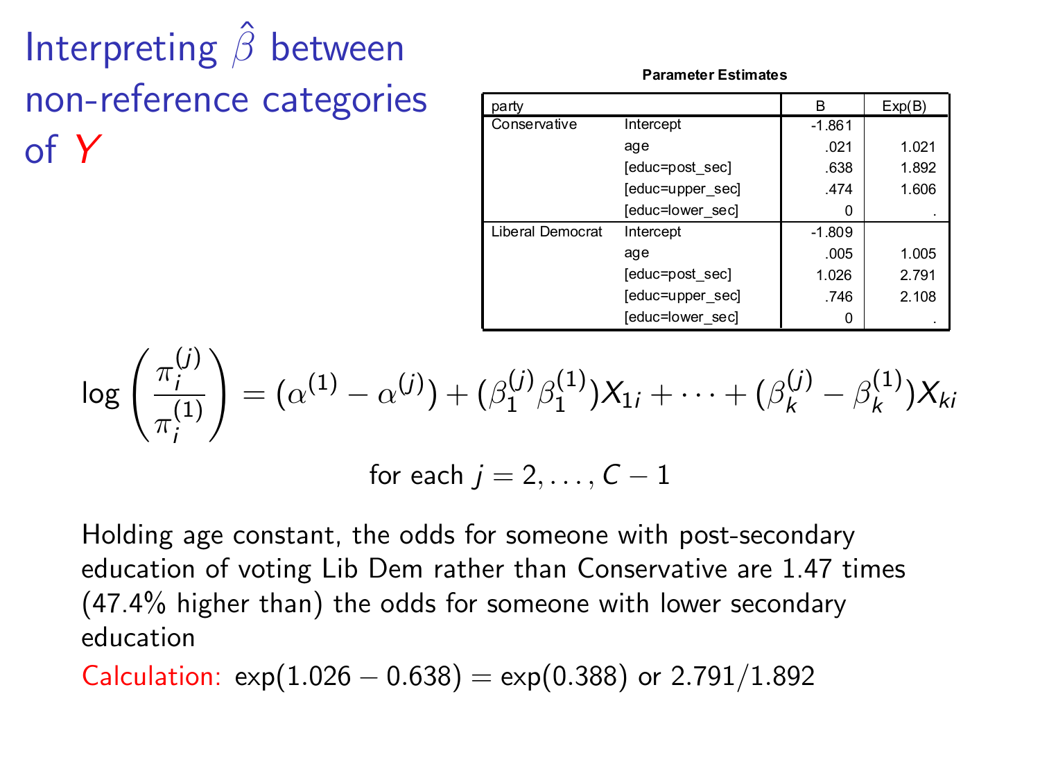# Interpreting $\hat{\beta}$ between non-reference categories of $Y$

**Parameter Estimates**

| party | | B | Exp(B) |
|---|---|---|---|
| Conservative | Intercept | -1.861 | |
| | age | .021 | 1.021 |
| | [educ=post_sec] | .638 | 1.892 |
| | [educ=upper_sec] | .474 | 1.606 |
| | [educ=lower_sec] | 0 | . |
| Liberal Democrat | Intercept | -1.809 | |
| | age | .005 | 1.005 |
| | [educ=post_sec] | 1.026 | 2.791 |
| | [educ=upper_sec] | .746 | 2.108 |
| | [educ=lower_sec] | 0 | . |

$$\log\left(\frac{\pi_i^{(j)}}{\pi_i^{(1)}}\right) = (\alpha^{(1)} - \alpha^{(j)}) + (\beta_1^{(j)}\beta_1^{(1)})X_{1i} + \cdots + (\beta_k^{(j)} - \beta_k^{(1)})X_{ki}$$

$$\text{for each } j = 2, \ldots, C-1$$

Holding age constant, the odds for someone with post-secondary education of voting Lib Dem rather than Conservative are 1.47 times (47.4% higher than) the odds for someone with lower secondary education

Calculation: $\exp(1.026 - 0.638) = \exp(0.388)$ or $2.791/1.892$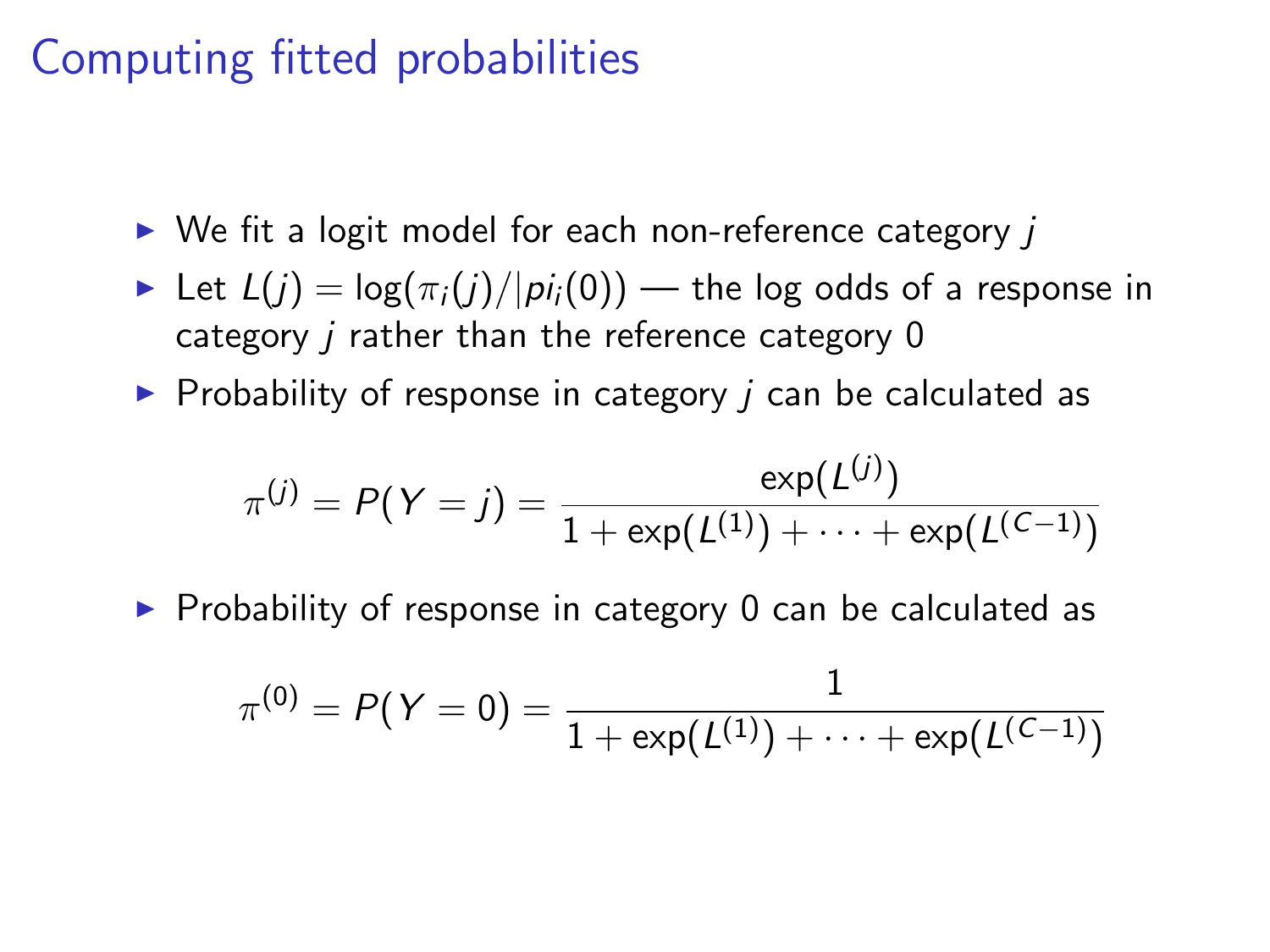# Computing fitted probabilities

- We fit a logit model for each non-reference category $j$
- Let $L(j) = \log(\pi_i(j)/|pi_i(0))$ — the log odds of a response in category $j$ rather than the reference category 0
- Probability of response in category $j$ can be calculated as

$$\pi^{(j)} = P(Y = j) = \frac{\exp(L^{(j)})}{1 + \exp(L^{(1)}) + \cdots + \exp(L^{(C-1)})}$$

- Probability of response in category 0 can be calculated as

$$\pi^{(0)} = P(Y = 0) = \frac{1}{1 + \exp(L^{(1)}) + \cdots + \exp(L^{(C-1)})}$$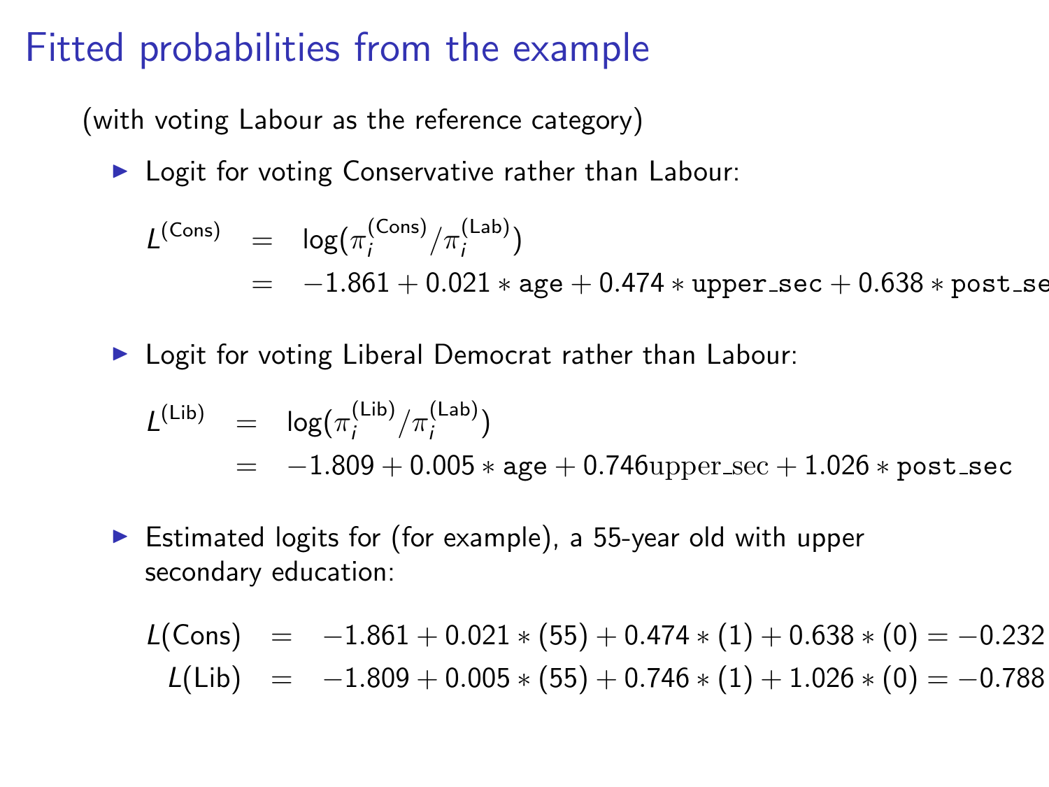# Fitted probabilities from the example

(with voting Labour as the reference category)

- Logit for voting Conservative rather than Labour:

$$L^{(\text{Cons})} = \log(\pi_i^{(\text{Cons})}/\pi_i^{(\text{Lab})}) = -1.861 + 0.021 * \texttt{age} + 0.474 * \texttt{upper\_sec} + 0.638 * \texttt{post\_se}$$

- Logit for voting Liberal Democrat rather than Labour:

$$L^{(\text{Lib})} = \log(\pi_i^{(\text{Lib})}/\pi_i^{(\text{Lab})}) = -1.809 + 0.005 * \texttt{age} + 0.746 \text{upper\_sec} + 1.026 * \texttt{post\_sec}$$

- Estimated logits for (for example), a 55-year old with upper secondary education:

$$L(\text{Cons}) = -1.861 + 0.021 * (55) + 0.474 * (1) + 0.638 * (0) = -0.232$$
$$L(\text{Lib}) = -1.809 + 0.005 * (55) + 0.746 * (1) + 1.026 * (0) = -0.788$$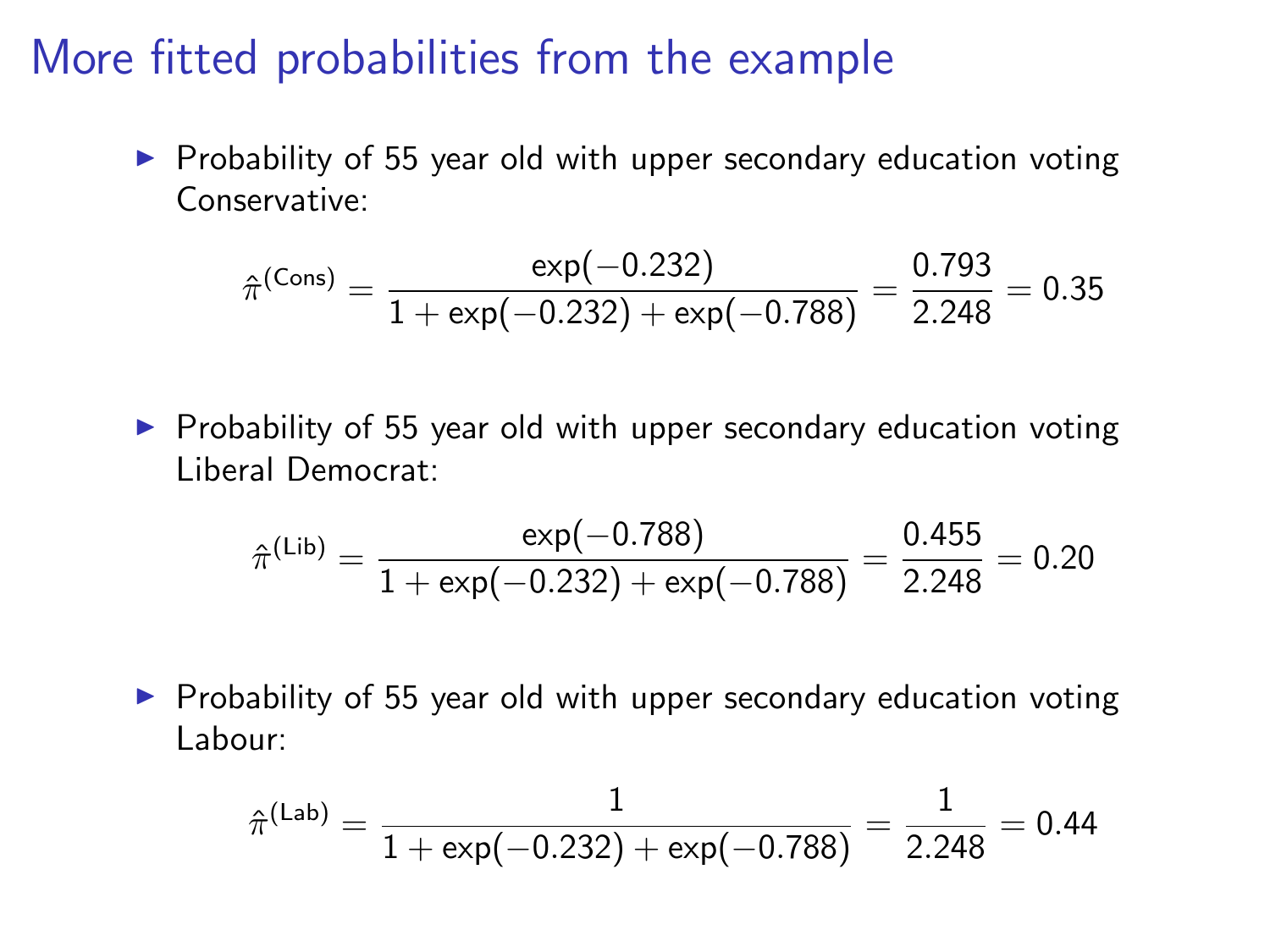# More fitted probabilities from the example

- Probability of 55 year old with upper secondary education voting Conservative:

$$\hat{\pi}^{(\text{Cons})} = \frac{\exp(-0.232)}{1 + \exp(-0.232) + \exp(-0.788)} = \frac{0.793}{2.248} = 0.35$$

- Probability of 55 year old with upper secondary education voting Liberal Democrat:

$$\hat{\pi}^{(\text{Lib})} = \frac{\exp(-0.788)}{1 + \exp(-0.232) + \exp(-0.788)} = \frac{0.455}{2.248} = 0.20$$

- Probability of 55 year old with upper secondary education voting Labour:

$$\hat{\pi}^{(\text{Lab})} = \frac{1}{1 + \exp(-0.232) + \exp(-0.788)} = \frac{1}{2.248} = 0.44$$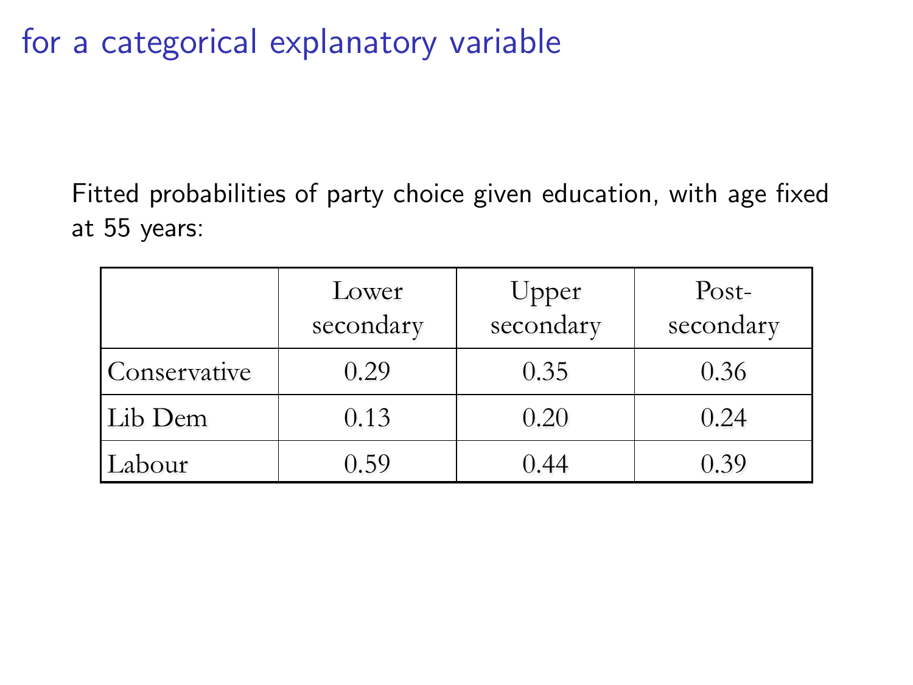# for a categorical explanatory variable

Fitted probabilities of party choice given education, with age fixed at 55 years:

| | Lower secondary | Upper secondary | Post-secondary |
|---|---|---|---|
| Conservative | 0.29 | 0.35 | 0.36 |
| Lib Dem | 0.13 | 0.20 | 0.24 |
| Labour | 0.59 | 0.44 | 0.39 |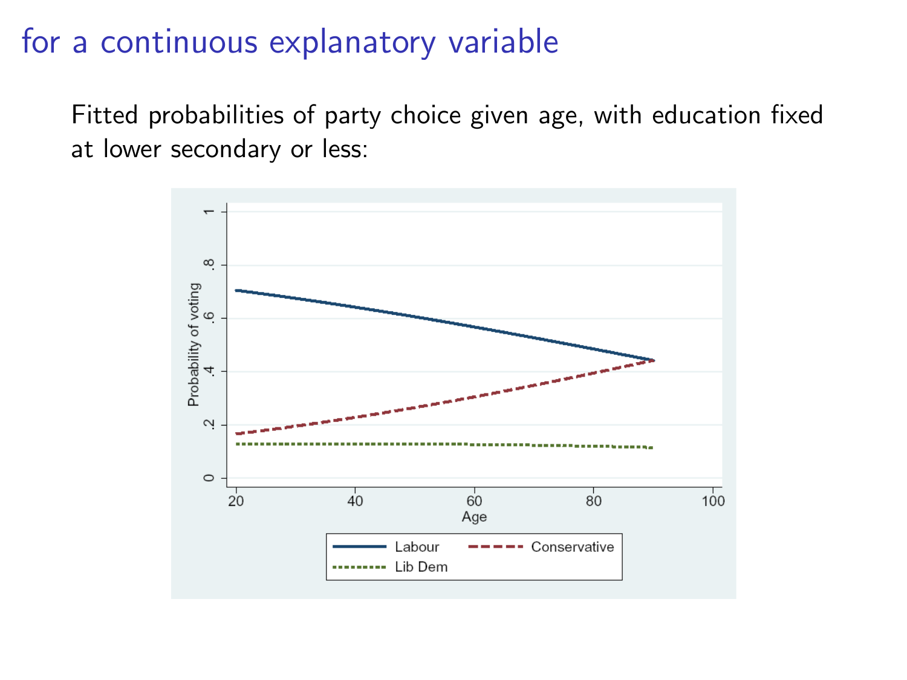# for a continuous explanatory variable

Fitted probabilities of party choice given age, with education fixed at lower secondary or less: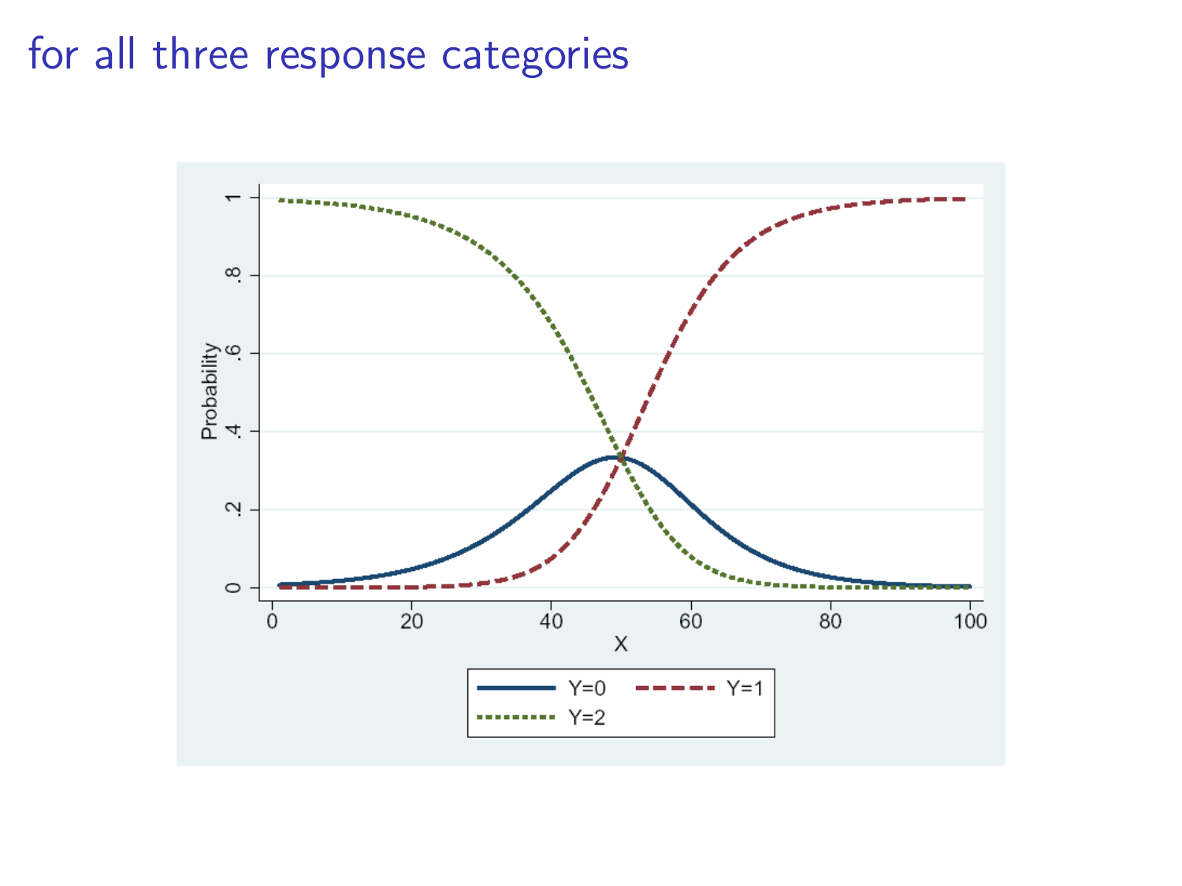# for all three response categories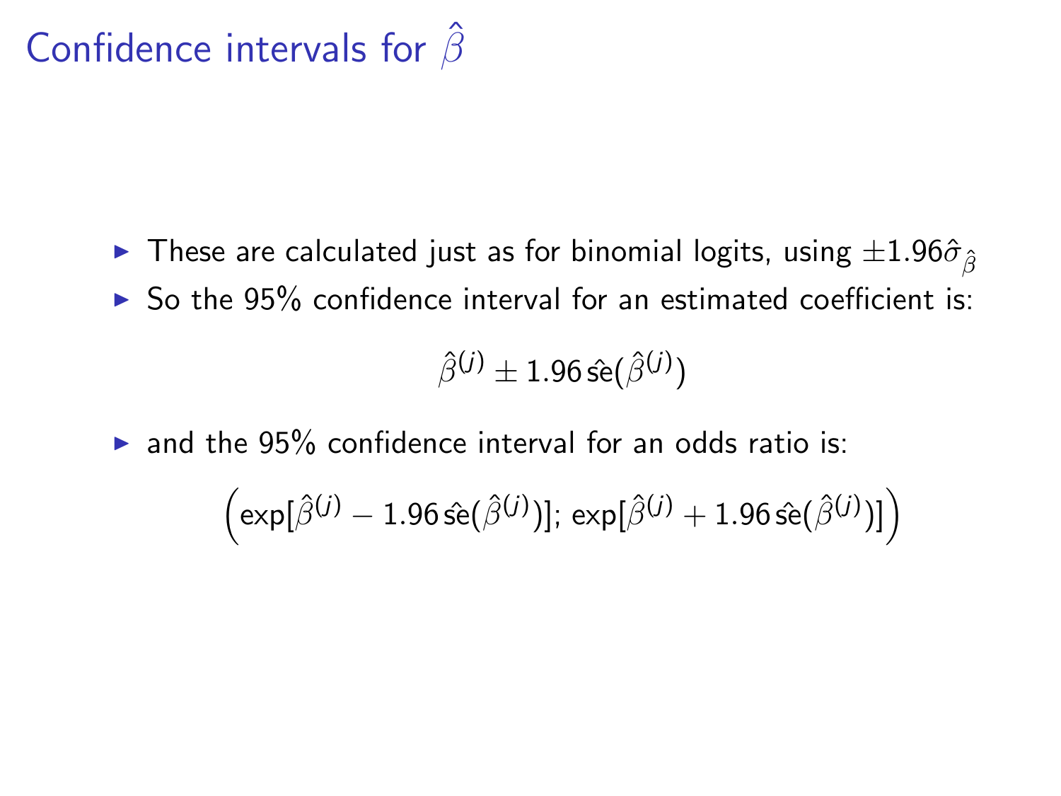# Confidence intervals for $\hat{\beta}$

- These are calculated just as for binomial logits, using $\pm 1.96 \hat{\sigma}_{\hat{\beta}}$
- So the 95% confidence interval for an estimated coefficient is:

$$\hat{\beta}^{(j)} \pm 1.96 \,\hat{\text{se}}(\hat{\beta}^{(j)})$$

- and the 95% confidence interval for an odds ratio is:

$$\left(\exp[\hat{\beta}^{(j)} - 1.96 \,\hat{\text{se}}(\hat{\beta}^{(j)})]; \exp[\hat{\beta}^{(j)} + 1.96 \,\hat{\text{se}}(\hat{\beta}^{(j)})]\right)$$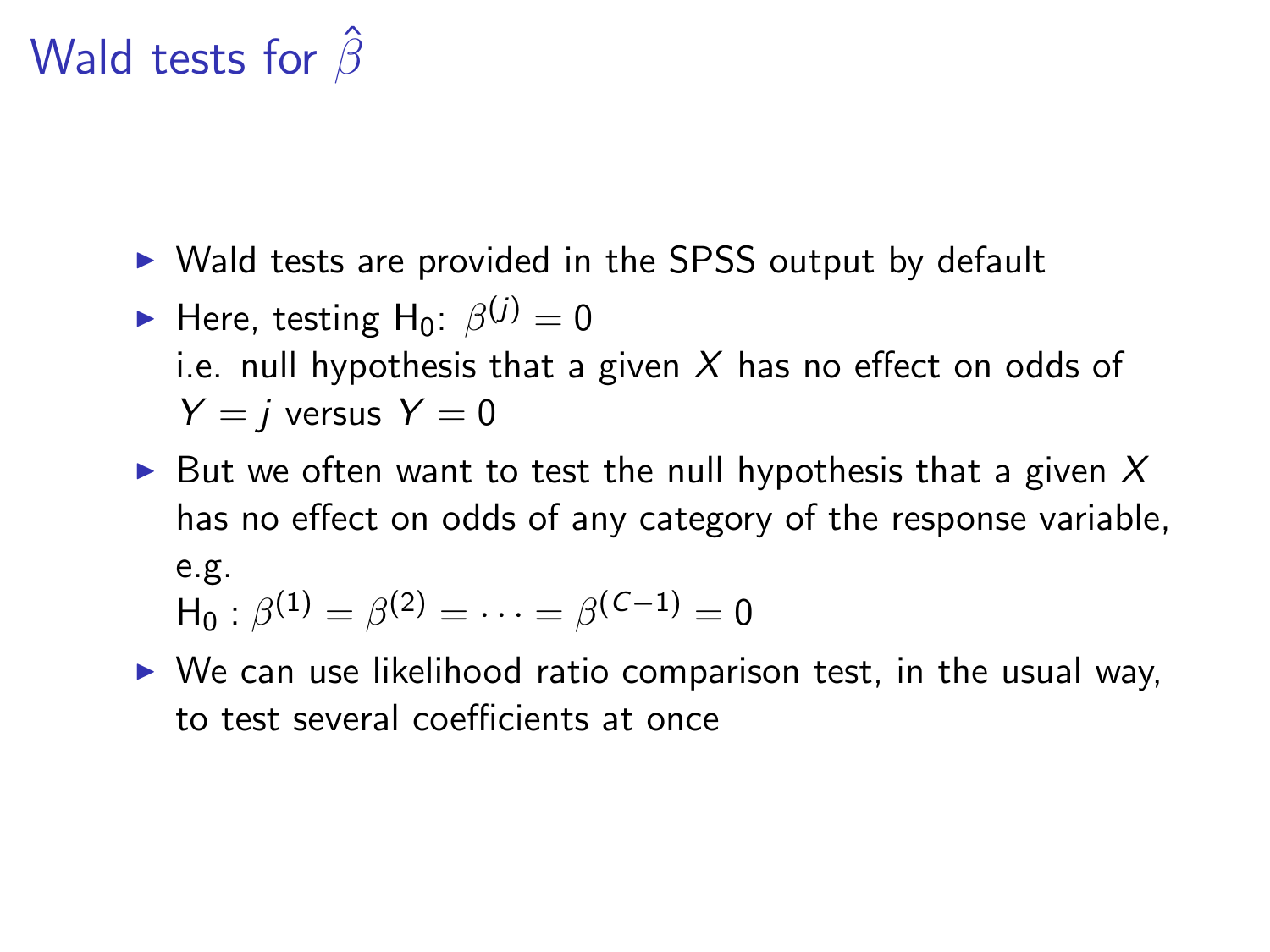# Wald tests for $\hat{\beta}$

- Wald tests are provided in the SPSS output by default
- Here, testing $\mathrm{H}_0$: $\beta^{(j)} = 0$
  i.e. null hypothesis that a given $X$ has no effect on odds of $Y = j$ versus $Y = 0$
- But we often want to test the null hypothesis that a given $X$ has no effect on odds of any category of the response variable, e.g.
  $\mathrm{H}_0 : \beta^{(1)} = \beta^{(2)} = \cdots = \beta^{(C-1)} = 0$
- We can use likelihood ratio comparison test, in the usual way, to test several coefficients at once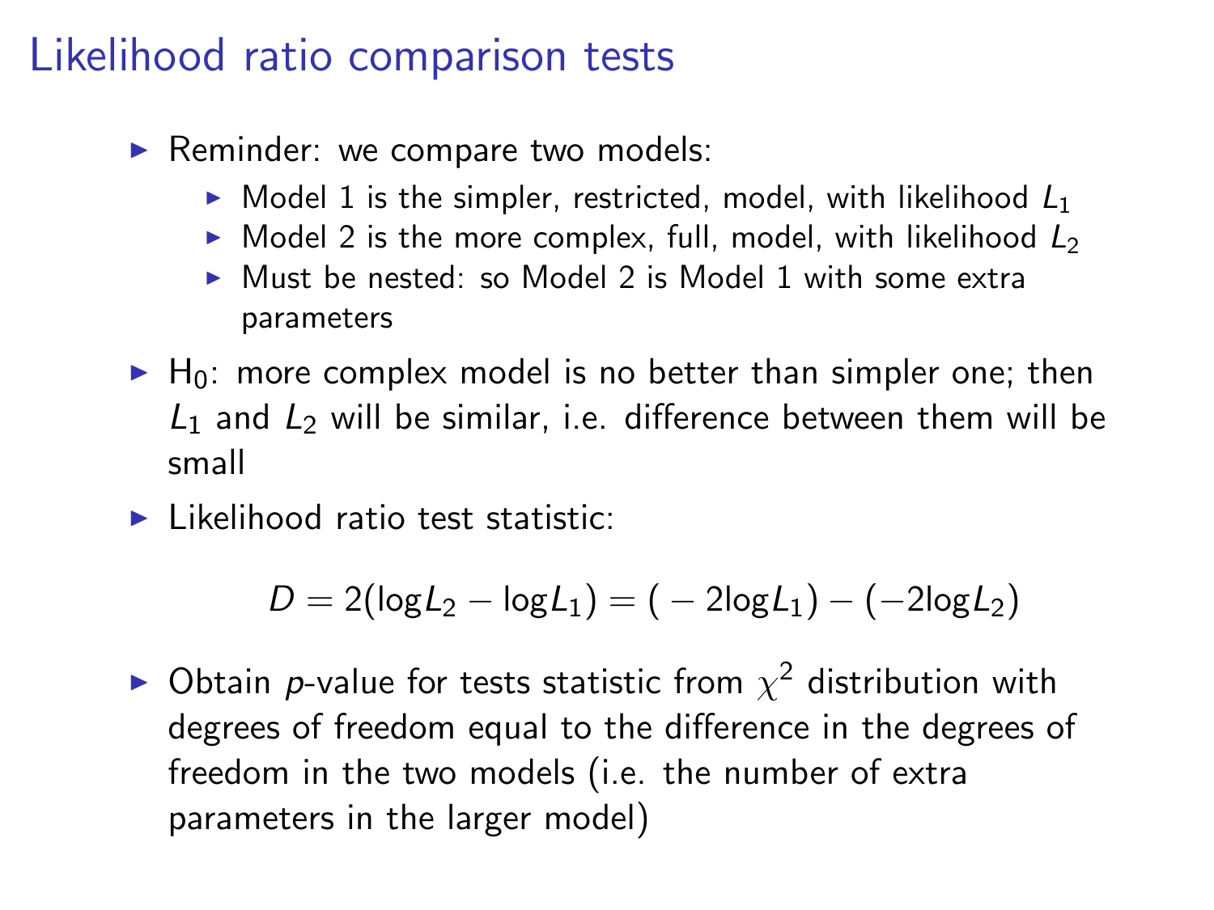# Likelihood ratio comparison tests

- Reminder: we compare two models:
  - Model 1 is the simpler, restricted, model, with likelihood $L_1$
  - Model 2 is the more complex, full, model, with likelihood $L_2$
  - Must be nested: so Model 2 is Model 1 with some extra parameters
- $H_0$: more complex model is no better than simpler one; then $L_1$ and $L_2$ will be similar, i.e. difference between them will be small
- Likelihood ratio test statistic:

$$D = 2(\log L_2 - \log L_1) = (-2\log L_1) - (-2\log L_2)$$

- Obtain *p*-value for tests statistic from $\chi^2$ distribution with degrees of freedom equal to the difference in the degrees of freedom in the two models (i.e. the number of extra parameters in the larger model)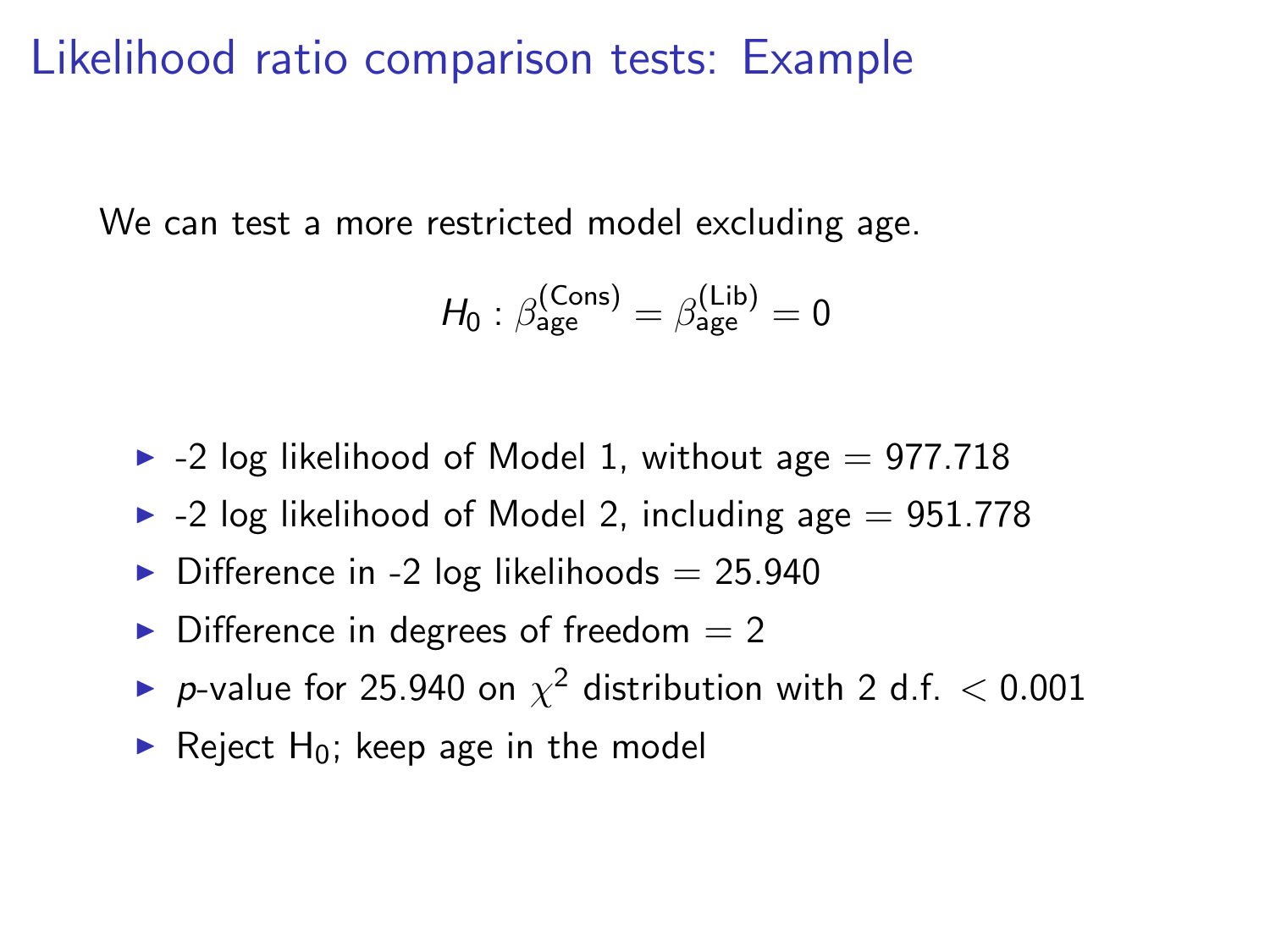# Likelihood ratio comparison tests: Example

We can test a more restricted model excluding age.

$$H_0 : \beta_{\text{age}}^{(\text{Cons})} = \beta_{\text{age}}^{(\text{Lib})} = 0$$

- -2 log likelihood of Model 1, without age = 977.718
- -2 log likelihood of Model 2, including age = 951.778
- Difference in -2 log likelihoods = 25.940
- Difference in degrees of freedom = 2
- $p$-value for 25.940 on $\chi^2$ distribution with 2 d.f. $< 0.001$
- Reject $H_0$; keep age in the model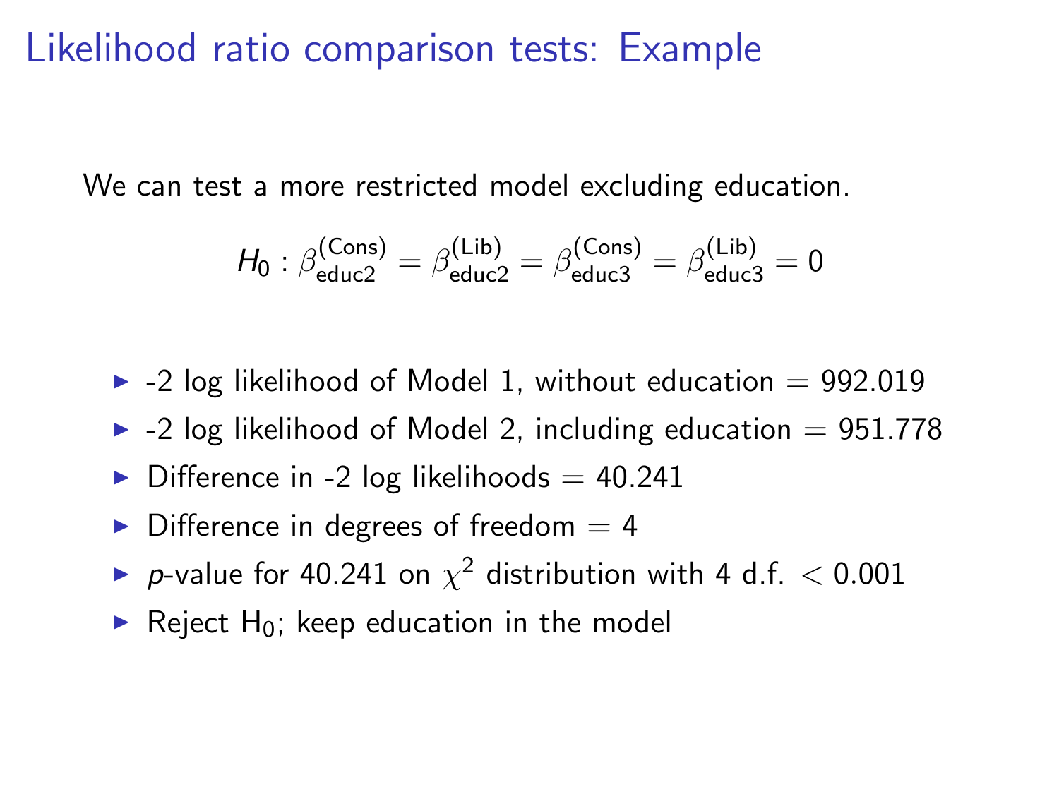# Likelihood ratio comparison tests: Example

We can test a more restricted model excluding education.

$$H_0 : \beta^{(\text{Cons})}_{\text{educ2}} = \beta^{(\text{Lib})}_{\text{educ2}} = \beta^{(\text{Cons})}_{\text{educ3}} = \beta^{(\text{Lib})}_{\text{educ3}} = 0$$

- -2 log likelihood of Model 1, without education = 992.019
- -2 log likelihood of Model 2, including education = 951.778
- Difference in -2 log likelihoods = 40.241
- Difference in degrees of freedom = 4
- $p$-value for 40.241 on $\chi^2$ distribution with 4 d.f. $< 0.001$
- Reject $H_0$; keep education in the model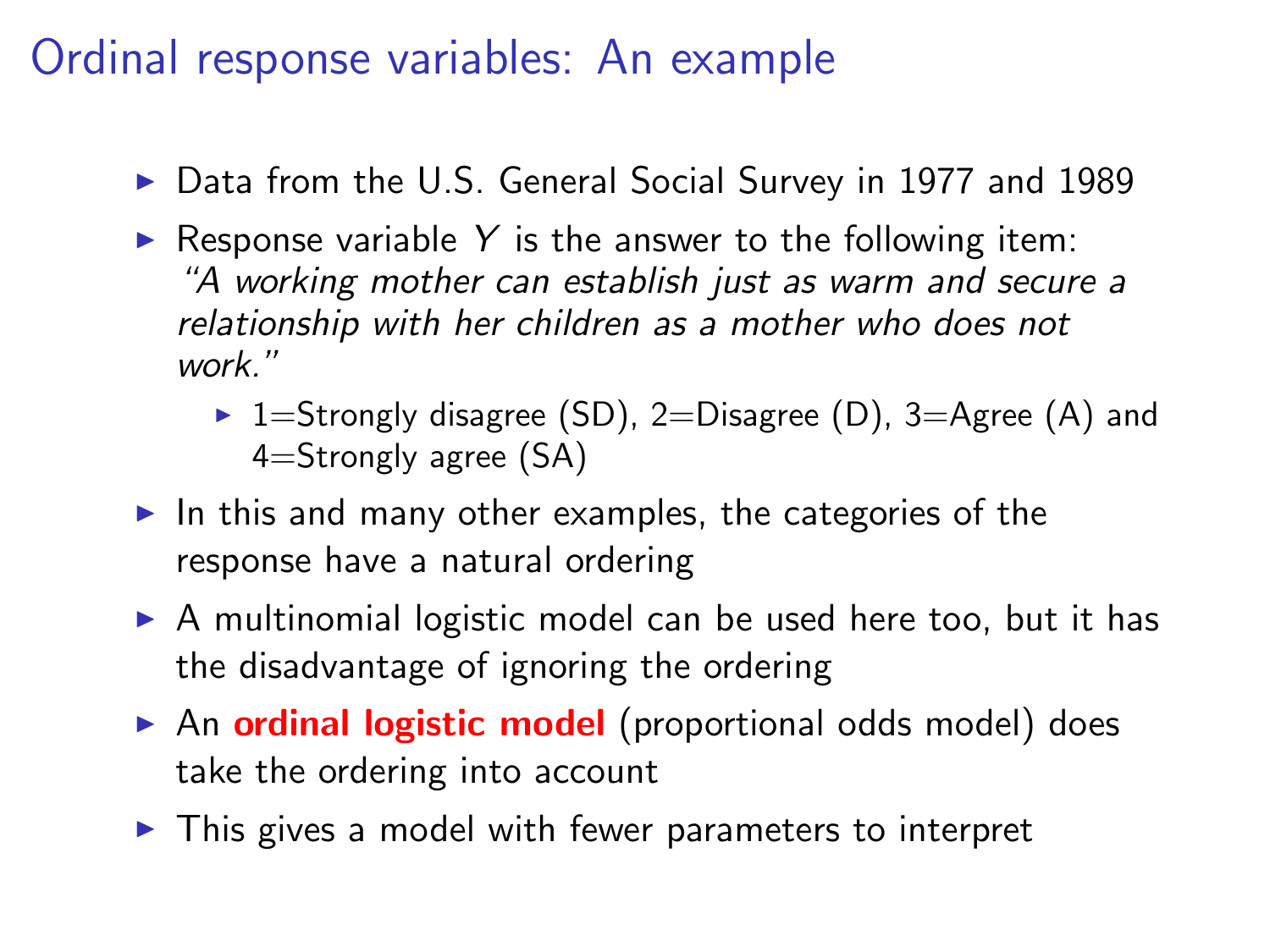# Ordinal response variables: An example

- Data from the U.S. General Social Survey in 1977 and 1989
- Response variable $Y$ is the answer to the following item: *"A working mother can establish just as warm and secure a relationship with her children as a mother who does not work."*
  - 1=Strongly disagree (SD), 2=Disagree (D), 3=Agree (A) and 4=Strongly agree (SA)
- In this and many other examples, the categories of the response have a natural ordering
- A multinomial logistic model can be used here too, but it has the disadvantage of ignoring the ordering
- An **ordinal logistic model** (proportional odds model) does take the ordering into account
- This gives a model with fewer parameters to interpret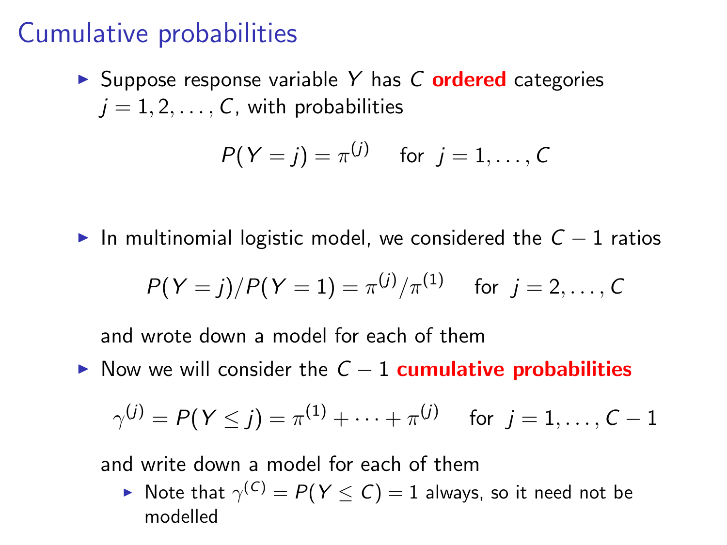# Cumulative probabilities

- Suppose response variable $Y$ has $C$ **ordered** categories $j = 1, 2, \ldots, C$, with probabilities

$$P(Y = j) = \pi^{(j)} \quad \text{for } \; j = 1, \ldots, C$$

- In multinomial logistic model, we considered the $C - 1$ ratios

$$P(Y = j)/P(Y = 1) = \pi^{(j)}/\pi^{(1)} \quad \text{for } \; j = 2, \ldots, C$$

  and wrote down a model for each of them

- Now we will consider the $C - 1$ **cumulative probabilities**

$$\gamma^{(j)} = P(Y \leq j) = \pi^{(1)} + \cdots + \pi^{(j)} \quad \text{for } \; j = 1, \ldots, C - 1$$

  and write down a model for each of them
  - Note that $\gamma^{(C)} = P(Y \leq C) = 1$ always, so it need not be modelled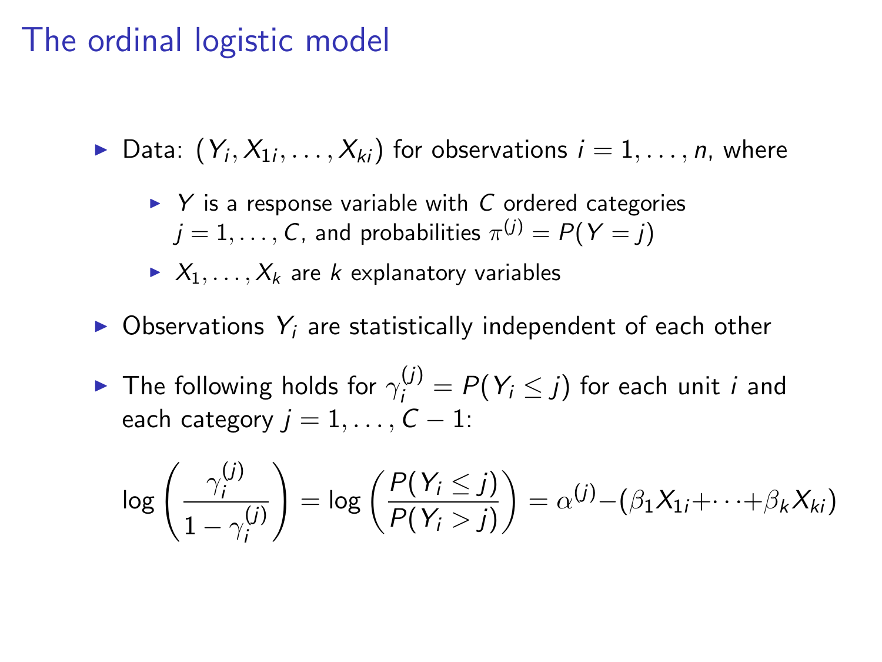# The ordinal logistic model

- Data: $(Y_i, X_{1i}, \ldots, X_{ki})$ for observations $i = 1, \ldots, n$, where
  - $Y$ is a response variable with $C$ ordered categories $j = 1, \ldots, C$, and probabilities $\pi^{(j)} = P(Y = j)$
  - $X_1, \ldots, X_k$ are $k$ explanatory variables
- Observations $Y_i$ are statistically independent of each other
- The following holds for $\gamma_i^{(j)} = P(Y_i \leq j)$ for each unit $i$ and each category $j = 1, \ldots, C - 1$:

$$\log\left(\frac{\gamma_i^{(j)}}{1 - \gamma_i^{(j)}}\right) = \log\left(\frac{P(Y_i \leq j)}{P(Y_i > j)}\right) = \alpha^{(j)} - (\beta_1 X_{1i} + \cdots + \beta_k X_{ki})$$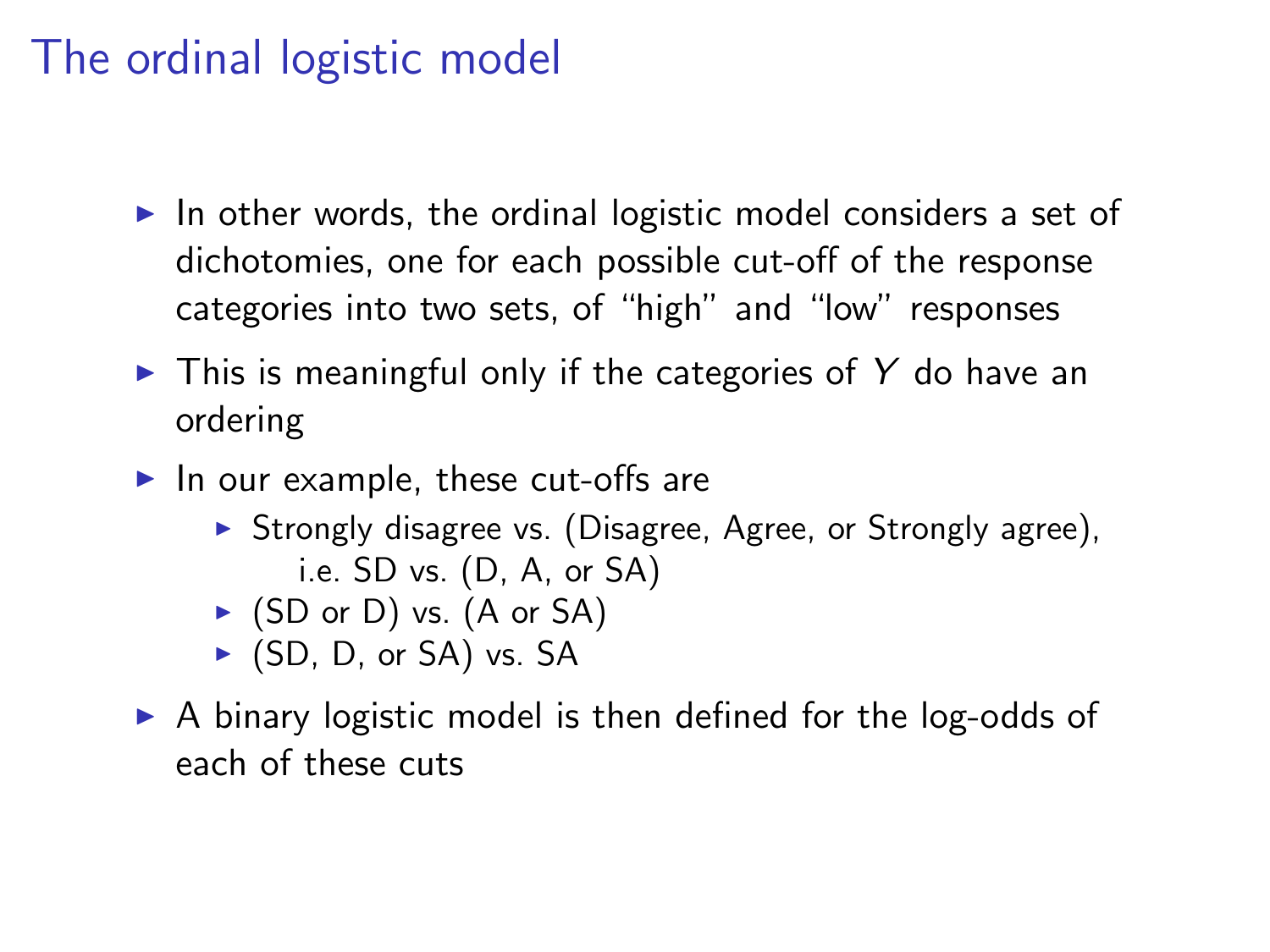# The ordinal logistic model

- In other words, the ordinal logistic model considers a set of dichotomies, one for each possible cut-off of the response categories into two sets, of "high" and "low" responses
- This is meaningful only if the categories of $Y$ do have an ordering
- In our example, these cut-offs are
  - Strongly disagree vs. (Disagree, Agree, or Strongly agree), i.e. SD vs. (D, A, or SA)
  - (SD or D) vs. (A or SA)
  - (SD, D, or SA) vs. SA
- A binary logistic model is then defined for the log-odds of each of these cuts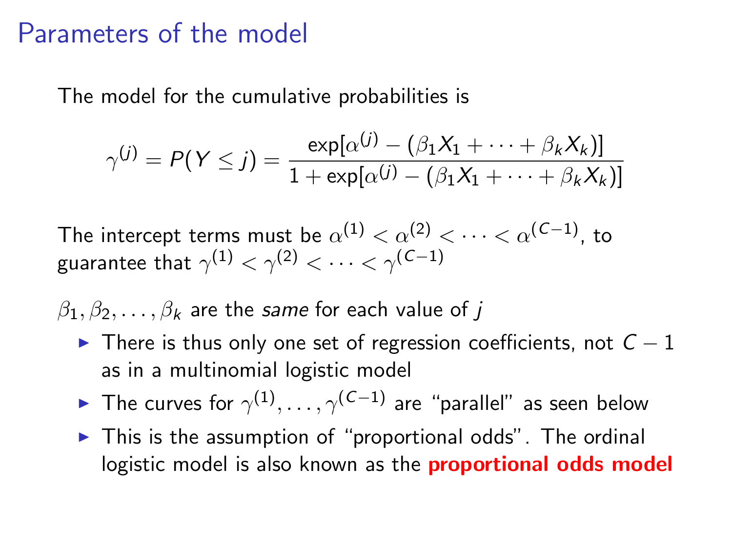# Parameters of the model

The model for the cumulative probabilities is

$$\gamma^{(j)} = P(Y \leq j) = \frac{\exp[\alpha^{(j)} - (\beta_1 X_1 + \cdots + \beta_k X_k)]}{1 + \exp[\alpha^{(j)} - (\beta_1 X_1 + \cdots + \beta_k X_k)]}$$

The intercept terms must be $\alpha^{(1)} < \alpha^{(2)} < \cdots < \alpha^{(C-1)}$, to guarantee that $\gamma^{(1)} < \gamma^{(2)} < \cdots < \gamma^{(C-1)}$

$\beta_1, \beta_2, \ldots, \beta_k$ are the *same* for each value of $j$

- There is thus only one set of regression coefficients, not $C - 1$ as in a multinomial logistic model
- The curves for $\gamma^{(1)}, \ldots, \gamma^{(C-1)}$ are "parallel" as seen below
- This is the assumption of "proportional odds". The ordinal logistic model is also known as the **proportional odds model**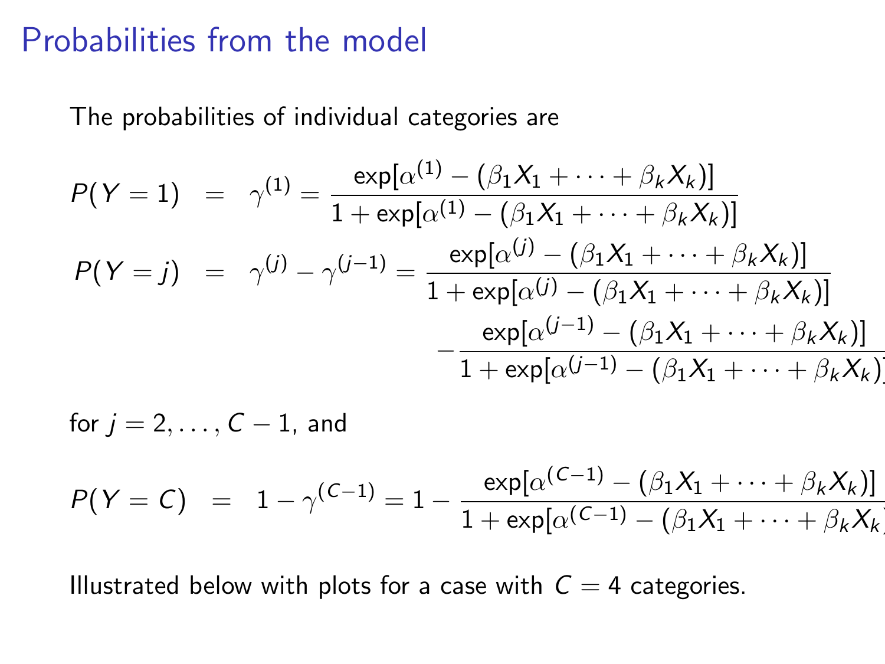# Probabilities from the model

The probabilities of individual categories are

$$
\begin{aligned}
P(Y=1) &= \gamma^{(1)} = \frac{\exp[\alpha^{(1)} - (\beta_1 X_1 + \cdots + \beta_k X_k)]}{1 + \exp[\alpha^{(1)} - (\beta_1 X_1 + \cdots + \beta_k X_k)]} \\
P(Y=j) &= \gamma^{(j)} - \gamma^{(j-1)} = \frac{\exp[\alpha^{(j)} - (\beta_1 X_1 + \cdots + \beta_k X_k)]}{1 + \exp[\alpha^{(j)} - (\beta_1 X_1 + \cdots + \beta_k X_k)]} \\
&\qquad - \frac{\exp[\alpha^{(j-1)} - (\beta_1 X_1 + \cdots + \beta_k X_k)]}{1 + \exp[\alpha^{(j-1)} - (\beta_1 X_1 + \cdots + \beta_k X_k)]}
\end{aligned}
$$

for $j = 2, \ldots, C-1$, and

$$
P(Y=C) = 1 - \gamma^{(C-1)} = 1 - \frac{\exp[\alpha^{(C-1)} - (\beta_1 X_1 + \cdots + \beta_k X_k)]}{1 + \exp[\alpha^{(C-1)} - (\beta_1 X_1 + \cdots + \beta_k X_k)]}
$$

Illustrated below with plots for a case with $C = 4$ categories.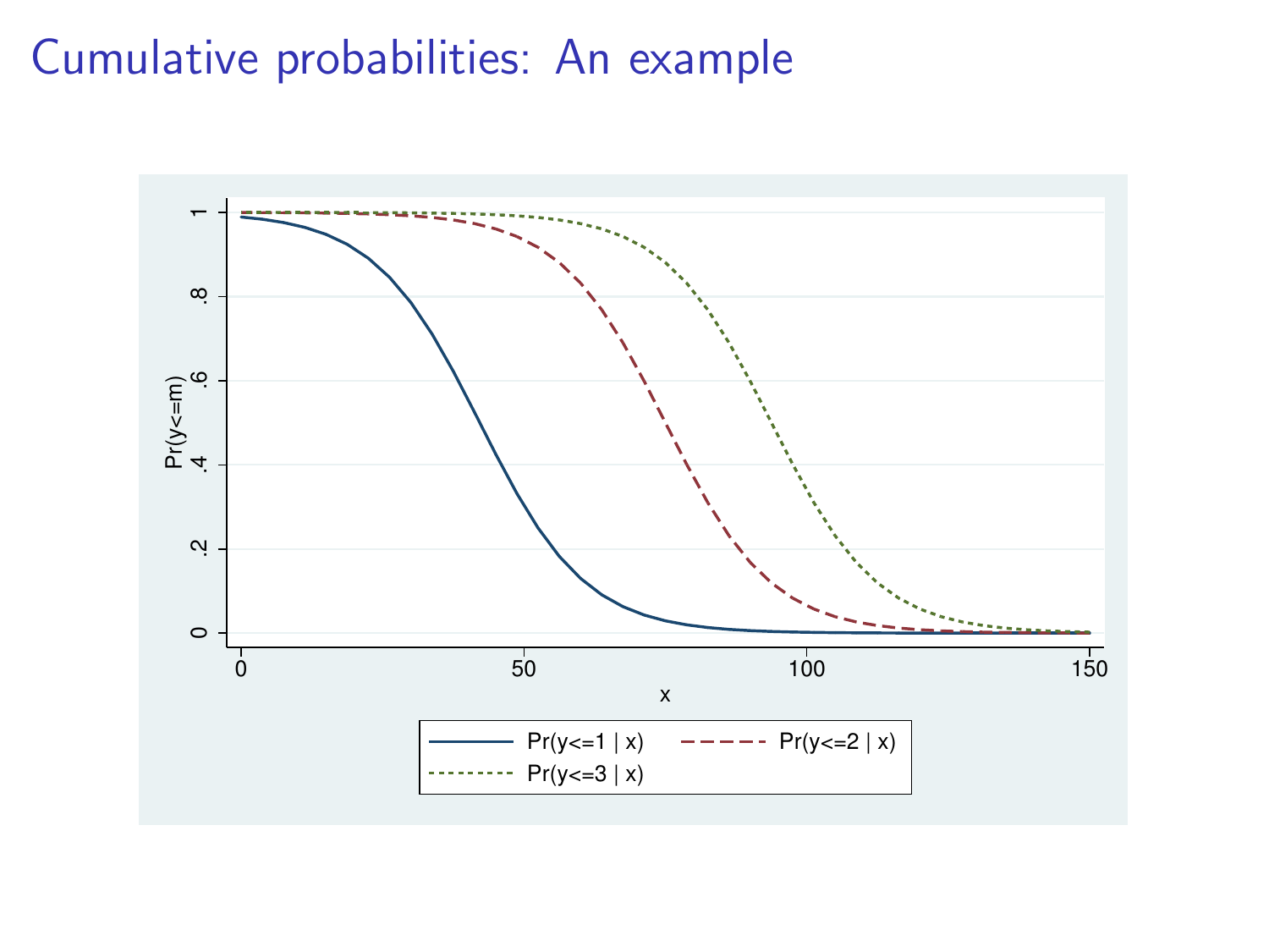# Cumulative probabilities: An example

Pr(y<=m)

x

Pr(y<=1 | x) Pr(y<=2 | x) Pr(y<=3 | x)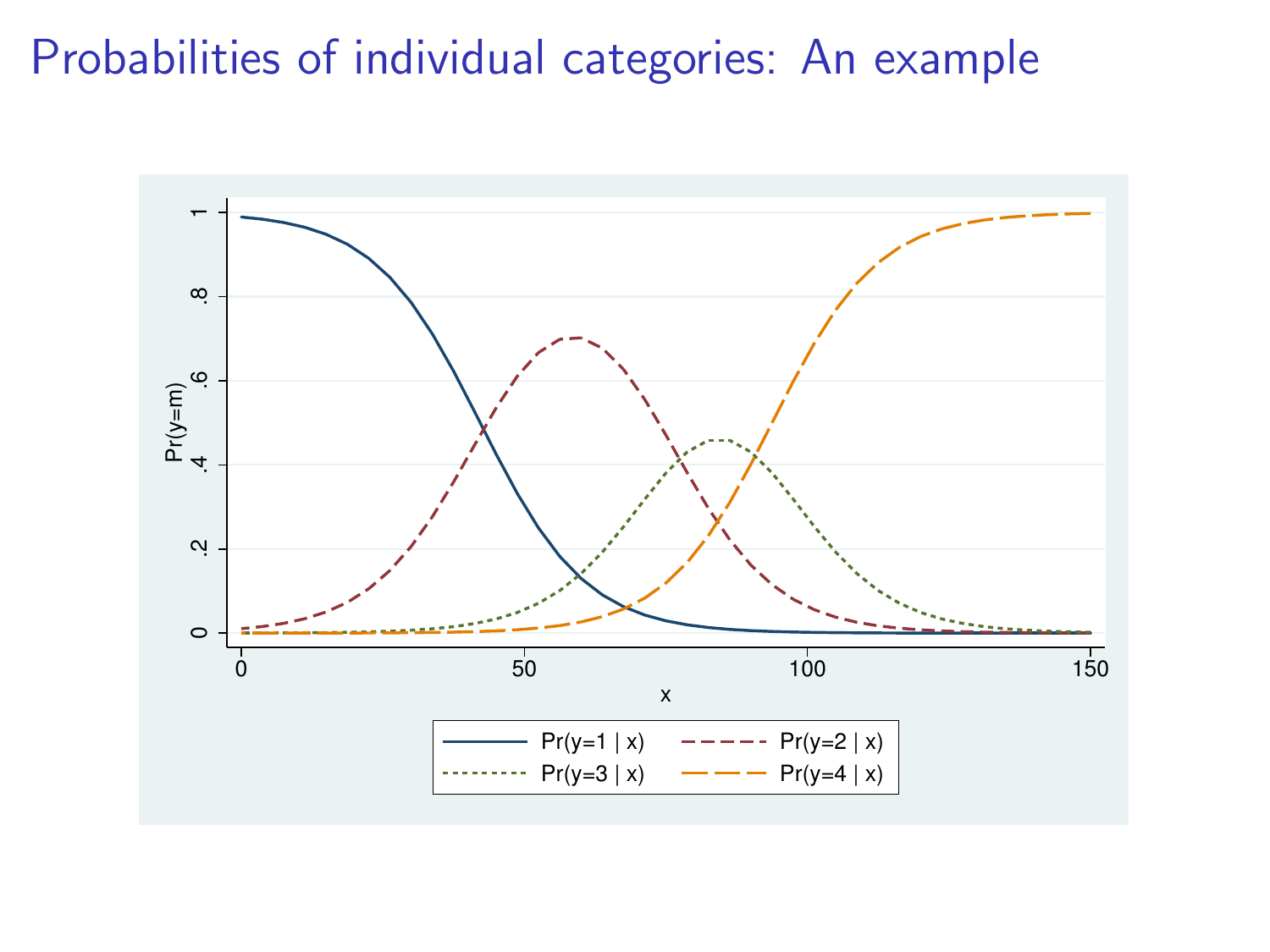# Probabilities of individual categories: An example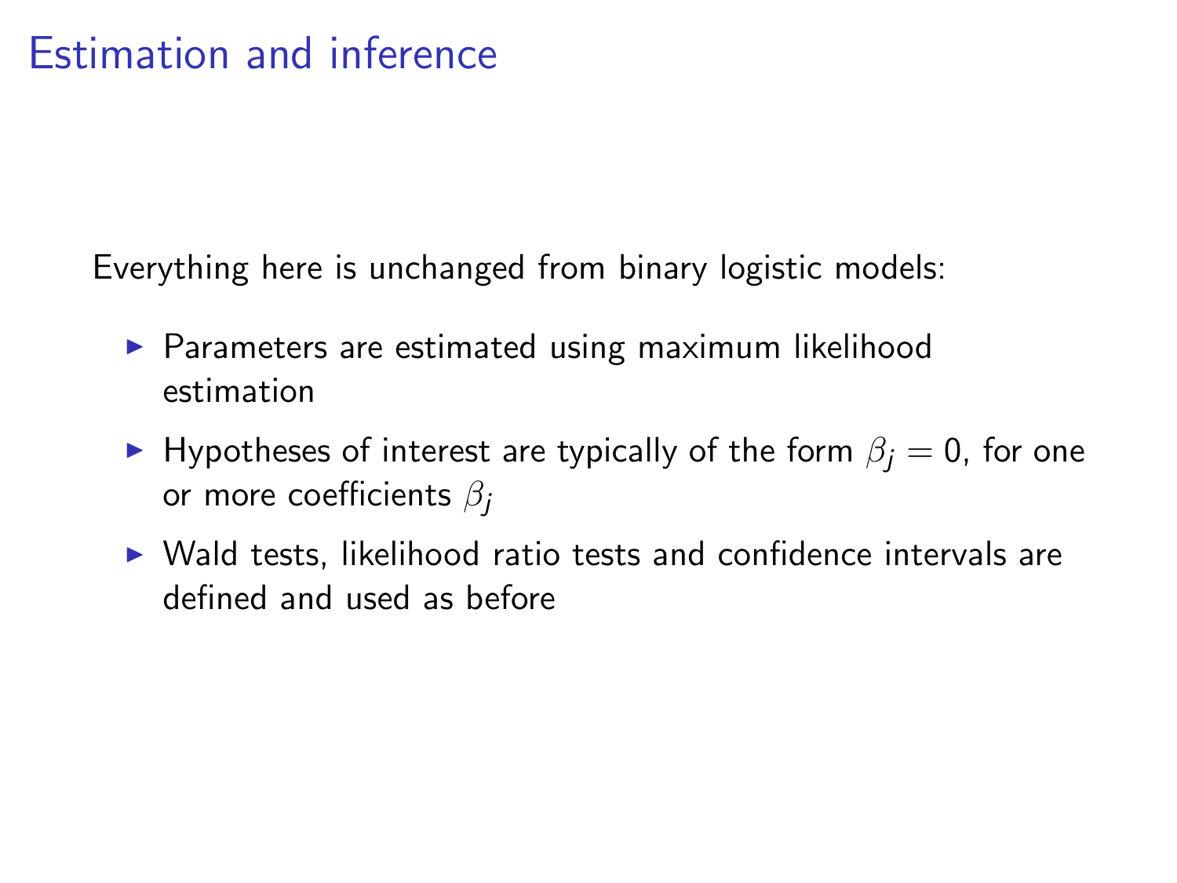# Estimation and inference

Everything here is unchanged from binary logistic models:

- Parameters are estimated using maximum likelihood estimation
- Hypotheses of interest are typically of the form $\beta_j = 0$, for one or more coefficients $\beta_j$
- Wald tests, likelihood ratio tests and confidence intervals are defined and used as before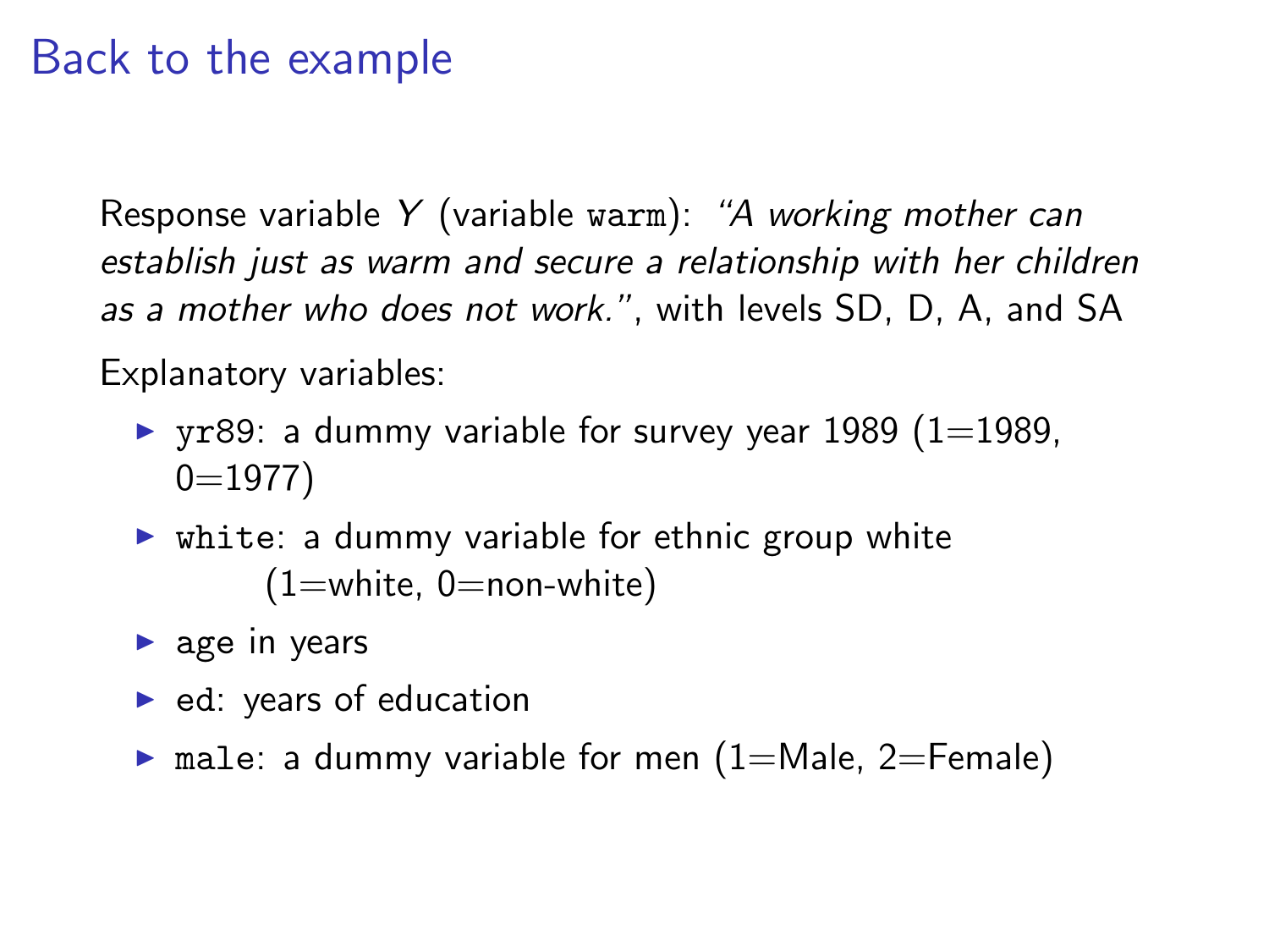# Back to the example

Response variable $Y$ (variable `warm`): *"A working mother can establish just as warm and secure a relationship with her children as a mother who does not work."*, with levels SD, D, A, and SA

Explanatory variables:

- `yr89`: a dummy variable for survey year 1989 (1=1989, 0=1977)
- `white`: a dummy variable for ethnic group white (1=white, 0=non-white)
- age in years
- `ed`: years of education
- `male`: a dummy variable for men (1=Male, 2=Female)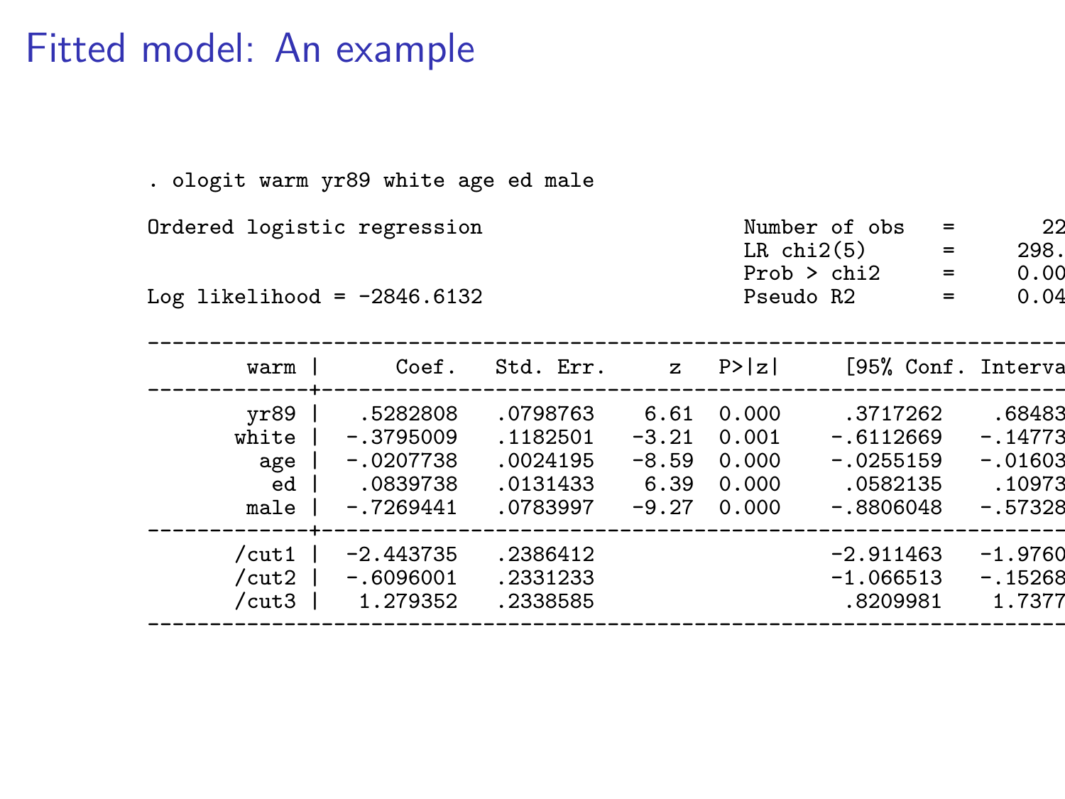# Fitted model: An example

```
. ologit warm yr89 white age ed male

Ordered logistic regression                       Number of obs   =       22
                                                  LR chi2(5)      =     298.
                                                  Prob > chi2     =     0.00
Log likelihood = -2846.6132                       Pseudo R2       =     0.04

------------------------------------------------------------------------------
        warm |      Coef.   Std. Err.      z    P>|z|     [95% Conf. Interva
-------------+----------------------------------------------------------------
        yr89 |   .5282808   .0798763     6.61   0.000      .3717262     .68483
       white |  -.3795009   .1182501    -3.21   0.001     -.6112669    -.14773
         age |  -.0207738   .0024195    -8.59   0.000     -.0255159    -.01603
          ed |   .0839738   .0131433     6.39   0.000      .0582135     .10973
        male |  -.7269441   .0783997    -9.27   0.000     -.8806048    -.57328
-------------+----------------------------------------------------------------
       /cut1 |  -2.443735   .2386412                     -2.911463    -1.9760
       /cut2 |  -.6096001   .2331233                     -1.066513    -.15268
       /cut3 |   1.279352   .2338585                      .8209981     1.7377
------------------------------------------------------------------------------
```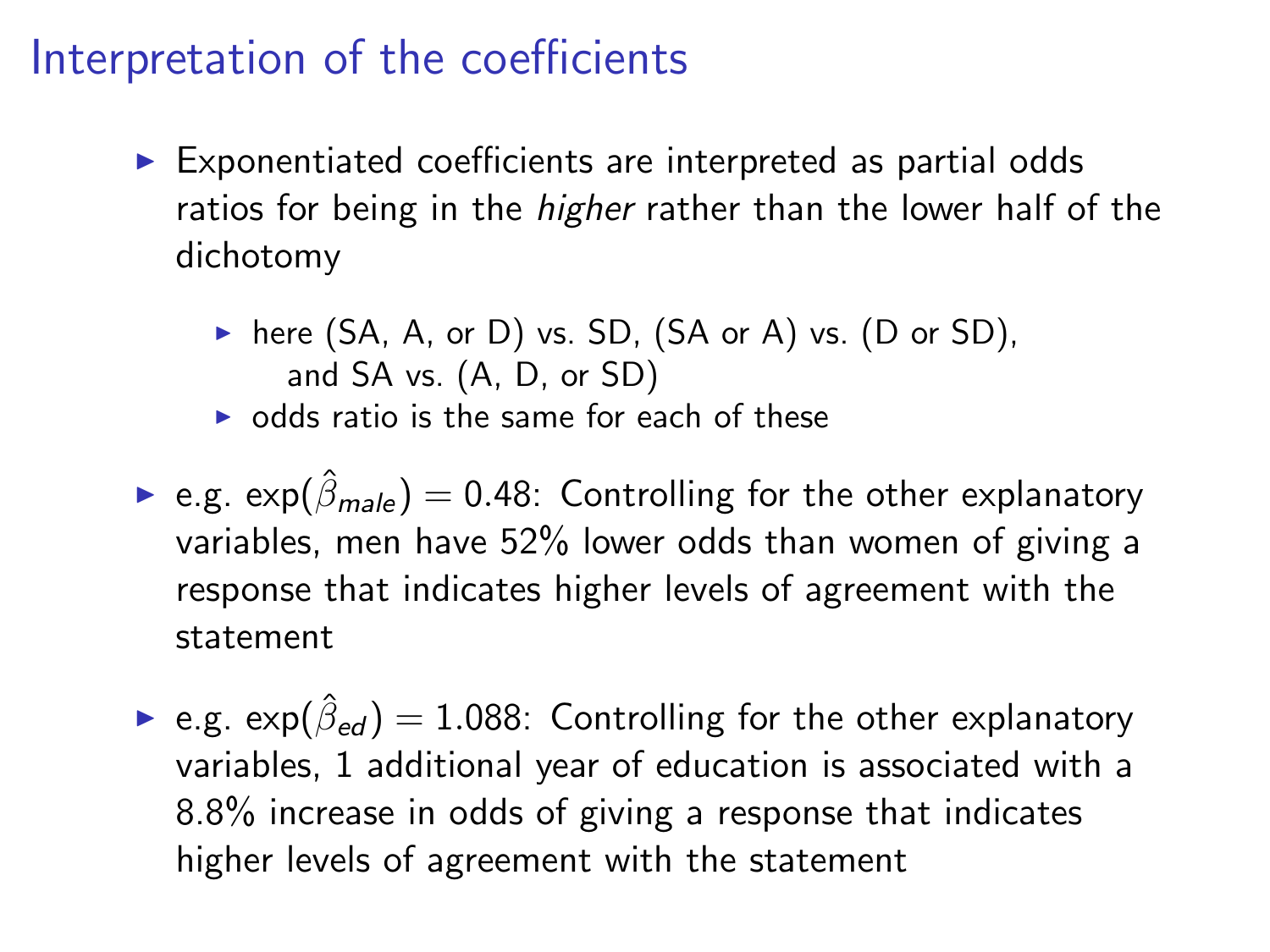# Interpretation of the coefficients

- Exponentiated coefficients are interpreted as partial odds ratios for being in the *higher* rather than the lower half of the dichotomy
  - here (SA, A, or D) vs. SD, (SA or A) vs. (D or SD), and SA vs. (A, D, or SD)
  - odds ratio is the same for each of these
- e.g. $\exp(\hat{\beta}_{male}) = 0.48$: Controlling for the other explanatory variables, men have 52% lower odds than women of giving a response that indicates higher levels of agreement with the statement
- e.g. $\exp(\hat{\beta}_{ed}) = 1.088$: Controlling for the other explanatory variables, 1 additional year of education is associated with a 8.8% increase in odds of giving a response that indicates higher levels of agreement with the statement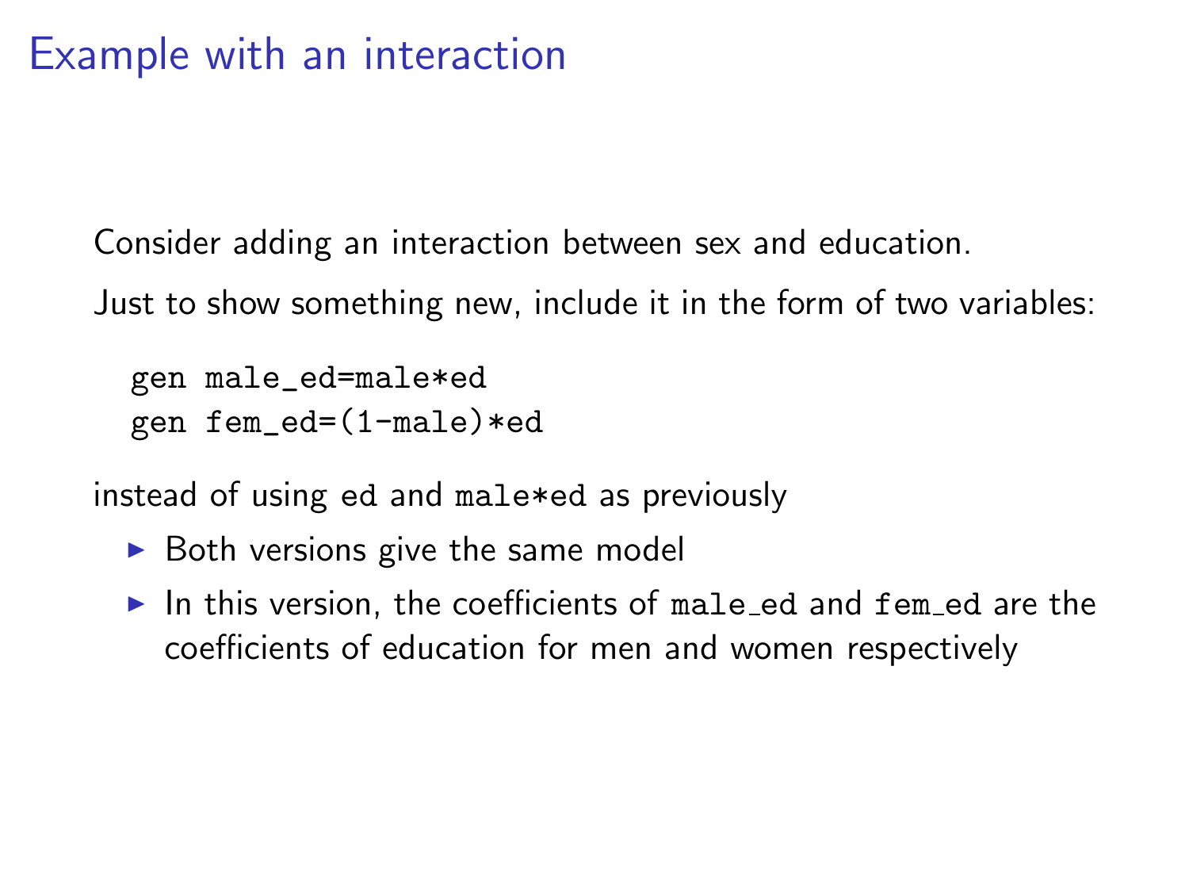# Example with an interaction

Consider adding an interaction between sex and education.

Just to show something new, include it in the form of two variables:

```
gen male_ed=male*ed
gen fem_ed=(1-male)*ed
```

instead of using `ed` and `male*ed` as previously

- Both versions give the same model
- In this version, the coefficients of `male_ed` and `fem_ed` are the coefficients of education for men and women respectively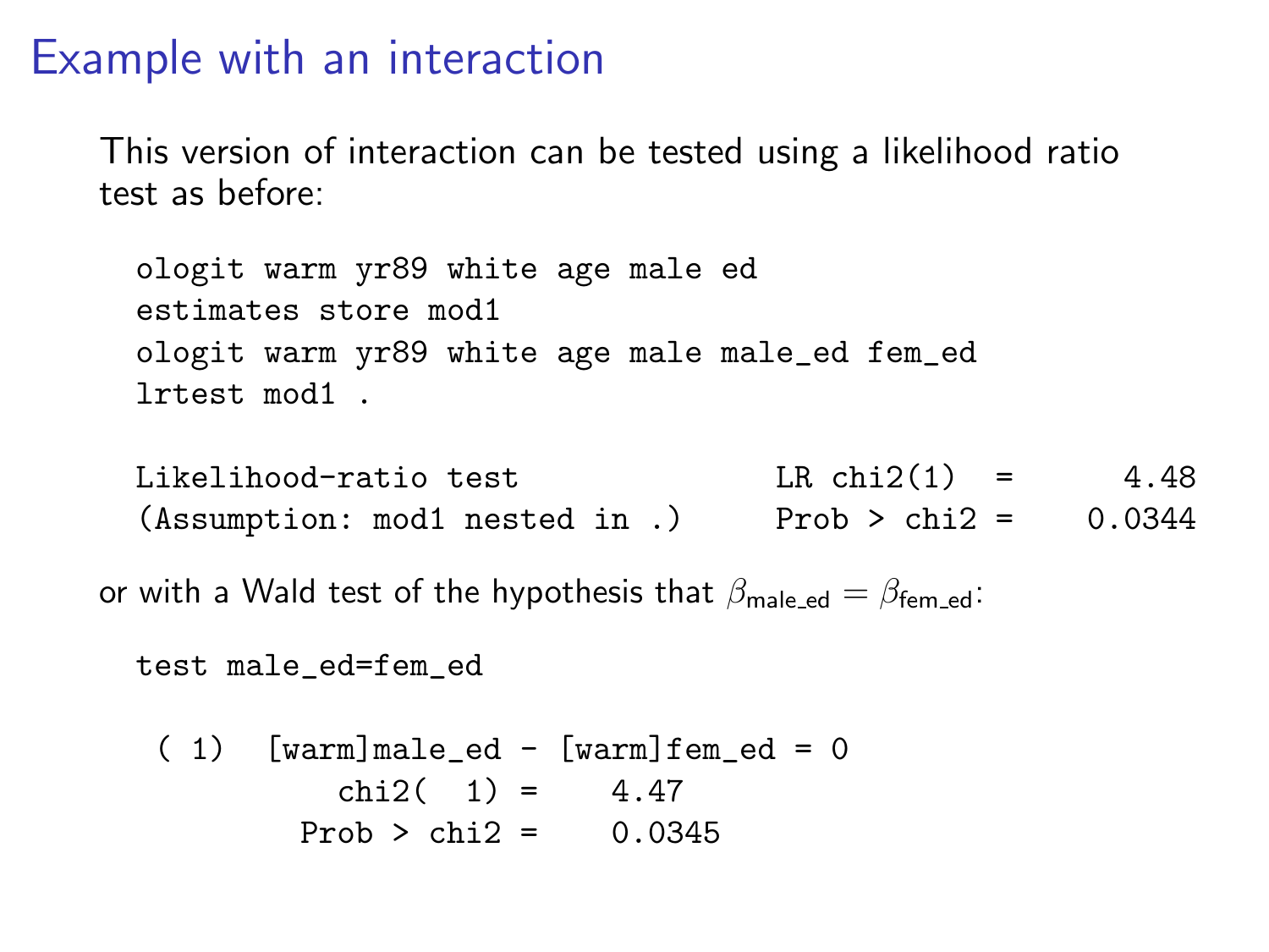# Example with an interaction

This version of interaction can be tested using a likelihood ratio test as before:

```
ologit warm yr89 white age male ed
estimates store mod1
ologit warm yr89 white age male male_ed fem_ed
lrtest mod1 .

Likelihood-ratio test                    LR chi2(1)  =      4.48
(Assumption: mod1 nested in .)          Prob > chi2 =    0.0344
```

or with a Wald test of the hypothesis that $\beta_{\text{male\_ed}} = \beta_{\text{fem\_ed}}$:

```
test male_ed=fem_ed

 ( 1)  [warm]male_ed - [warm]fem_ed = 0
           chi2(  1) =    4.47
         Prob > chi2 =    0.0345
```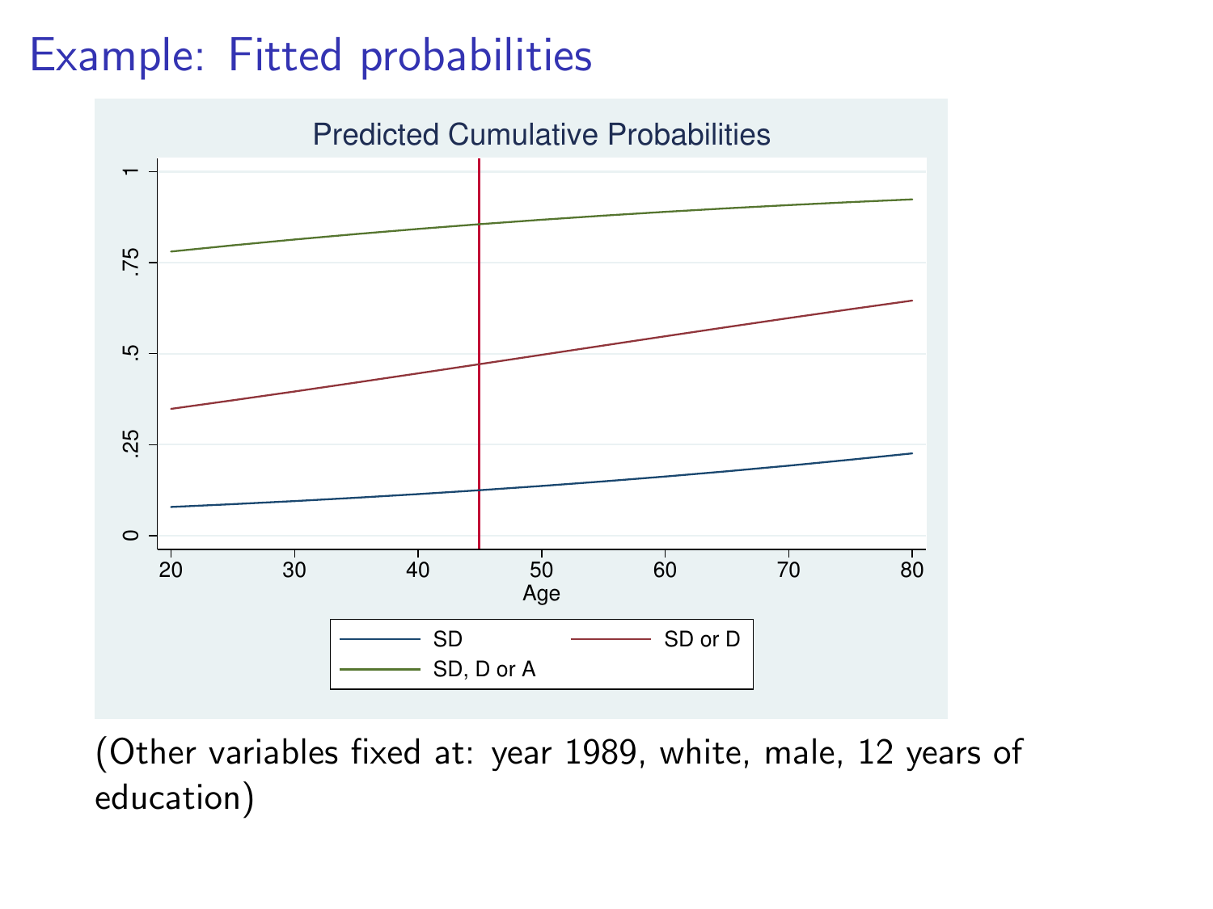# Example: Fitted probabilities

Predicted Cumulative Probabilities

(Other variables fixed at: year 1989, white, male, 12 years of education)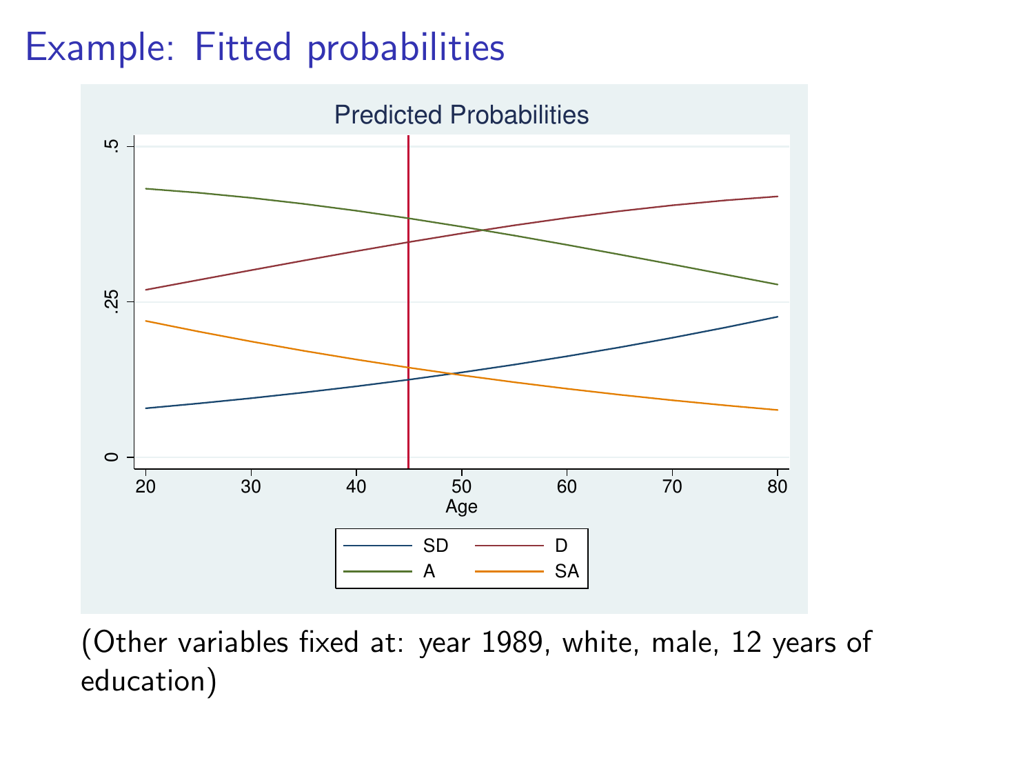# Example: Fitted probabilities

(Other variables fixed at: year 1989, white, male, 12 years of education)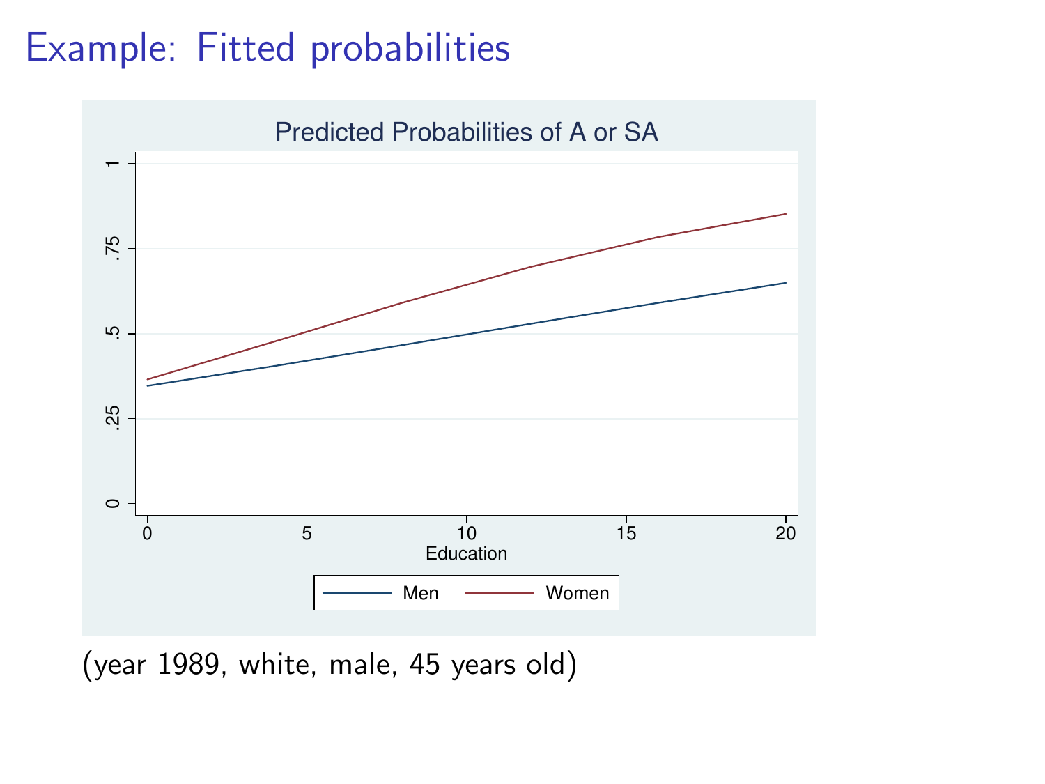# Example: Fitted probabilities

(year 1989, white, male, 45 years old)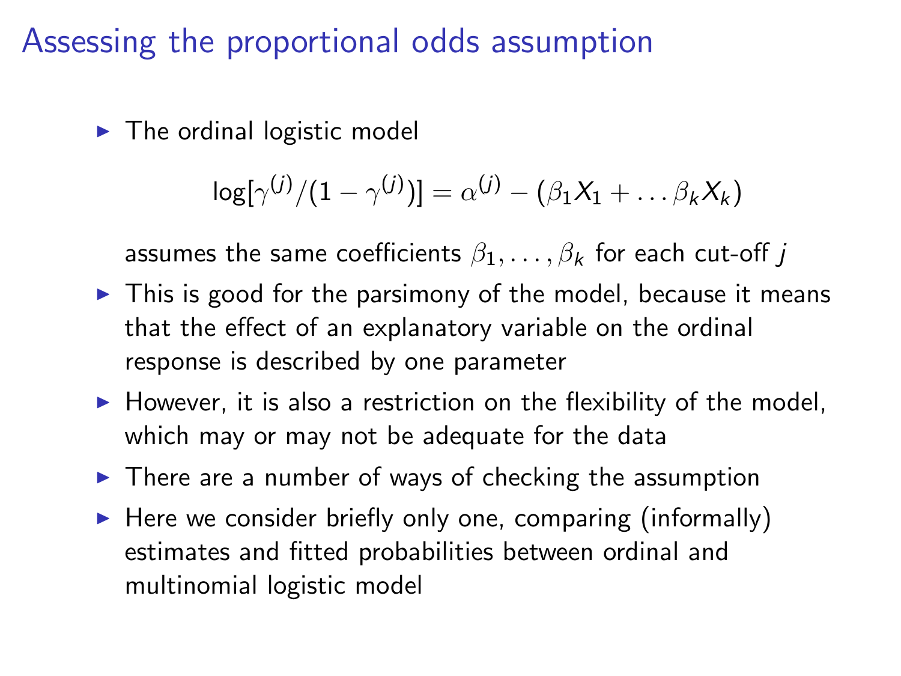# Assessing the proportional odds assumption

- The ordinal logistic model

$$\log[\gamma^{(j)}/(1-\gamma^{(j)})] = \alpha^{(j)} - (\beta_1 X_1 + \dots \beta_k X_k)$$

  assumes the same coefficients $\beta_1, \dots, \beta_k$ for each cut-off $j$

- This is good for the parsimony of the model, because it means that the effect of an explanatory variable on the ordinal response is described by one parameter
- However, it is also a restriction on the flexibility of the model, which may or may not be adequate for the data
- There are a number of ways of checking the assumption
- Here we consider briefly only one, comparing (informally) estimates and fitted probabilities between ordinal and multinomial logistic model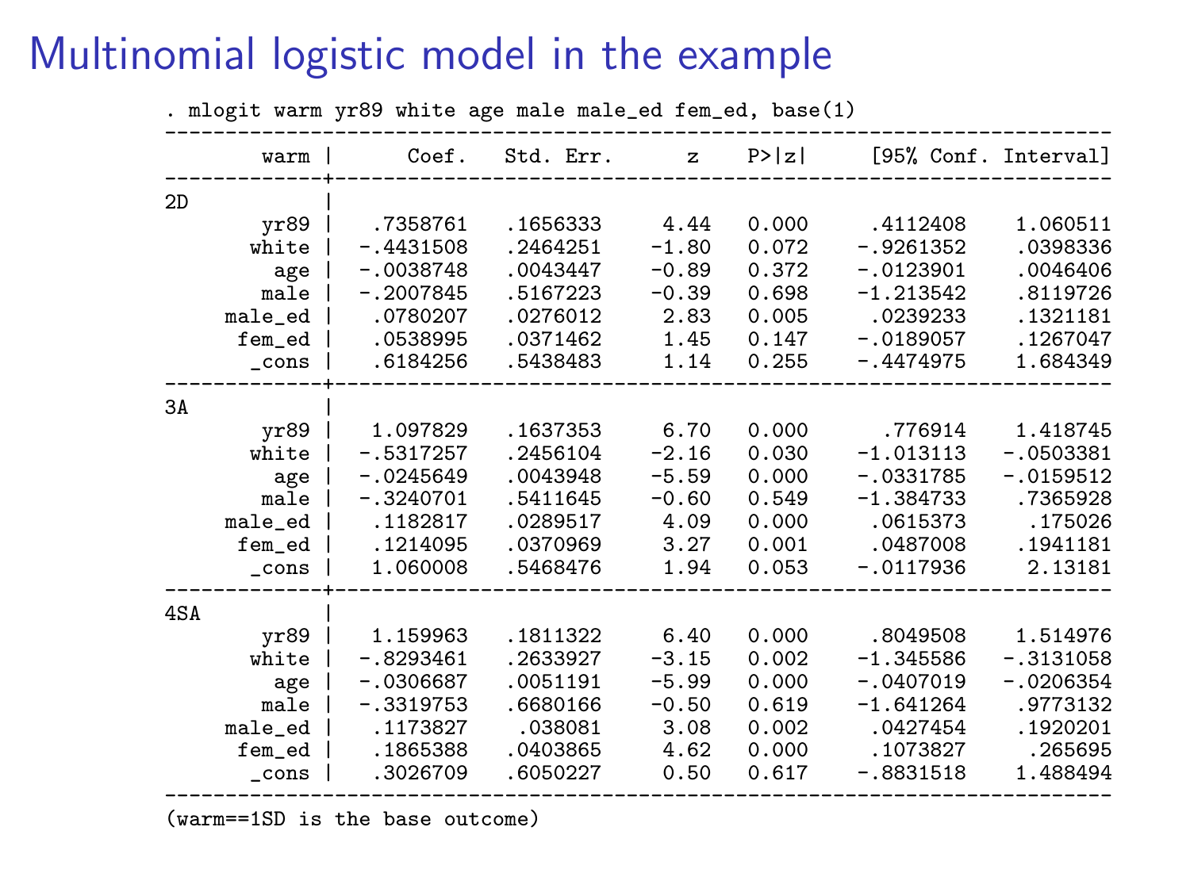# Multinomial logistic model in the example

```
. mlogit warm yr89 white age male male_ed fem_ed, base(1)
------------------------------------------------------------------------------
        warm |      Coef.   Std. Err.      z    P>|z|     [95% Conf. Interval]
-------------+----------------------------------------------------------------
2D           |
        yr89 |   .7358761   .1656333     4.44   0.000     .4112408    1.060511
       white |  -.4431508   .2464251    -1.80   0.072    -.9261352    .0398336
         age |  -.0038748   .0043447    -0.89   0.372    -.0123901    .0046406
        male |  -.2007845   .5167223    -0.39   0.698    -1.213542    .8119726
     male_ed |   .0780207   .0276012     2.83   0.005     .0239233    .1321181
      fem_ed |   .0538995   .0371462     1.45   0.147    -.0189057    .1267047
       _cons |   .6184256   .5438483     1.14   0.255    -.4474975    1.684349
-------------+----------------------------------------------------------------
3A           |
        yr89 |   1.097829   .1637353     6.70   0.000      .776914    1.418745
       white |  -.5317257   .2456104    -2.16   0.030    -1.013113   -.0503381
         age |  -.0245649   .0043948    -5.59   0.000    -.0331785   -.0159512
        male |  -.3240701   .5411645    -0.60   0.549    -1.384733    .7365928
     male_ed |   .1182817   .0289517     4.09   0.000     .0615373     .175026
      fem_ed |   .1214095   .0370969     3.27   0.001     .0487008    .1941181
       _cons |   1.060008   .5468476     1.94   0.053    -.0117936     2.13181
-------------+----------------------------------------------------------------
4SA          |
        yr89 |   1.159963   .1811322     6.40   0.000     .8049508    1.514976
       white |  -.8293461   .2633927    -3.15   0.002    -1.345586   -.3131058
         age |  -.0306687   .0051191    -5.99   0.000    -.0407019   -.0206354
        male |  -.3319753   .6680166    -0.50   0.619    -1.641264    .9773132
     male_ed |   .1173827    .038081     3.08   0.002     .0427454    .1920201
      fem_ed |   .1865388   .0403865     4.62   0.000     .1073827     .265695
       _cons |   .3026709   .6050227     0.50   0.617    -.8831518    1.488494
------------------------------------------------------------------------------
(warm==1SD is the base outcome)
```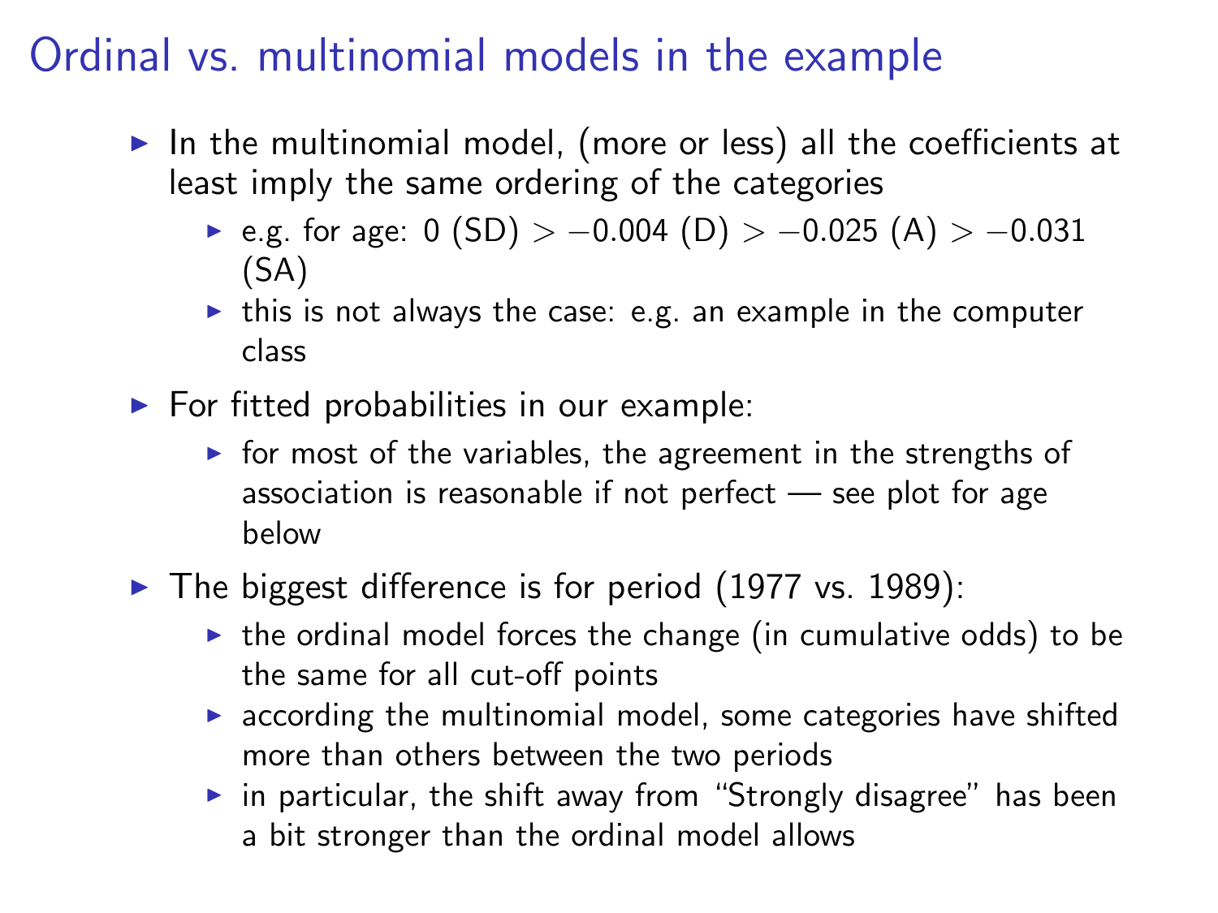# Ordinal vs. multinomial models in the example

- In the multinomial model, (more or less) all the coefficients at least imply the same ordering of the categories
  - e.g. for age: 0 (SD) $> -0.004$ (D) $> -0.025$ (A) $> -0.031$ (SA)
  - this is not always the case: e.g. an example in the computer class
- For fitted probabilities in our example:
  - for most of the variables, the agreement in the strengths of association is reasonable if not perfect — see plot for age below
- The biggest difference is for period (1977 vs. 1989):
  - the ordinal model forces the change (in cumulative odds) to be the same for all cut-off points
  - according the multinomial model, some categories have shifted more than others between the two periods
  - in particular, the shift away from "Strongly disagree" has been a bit stronger than the ordinal model allows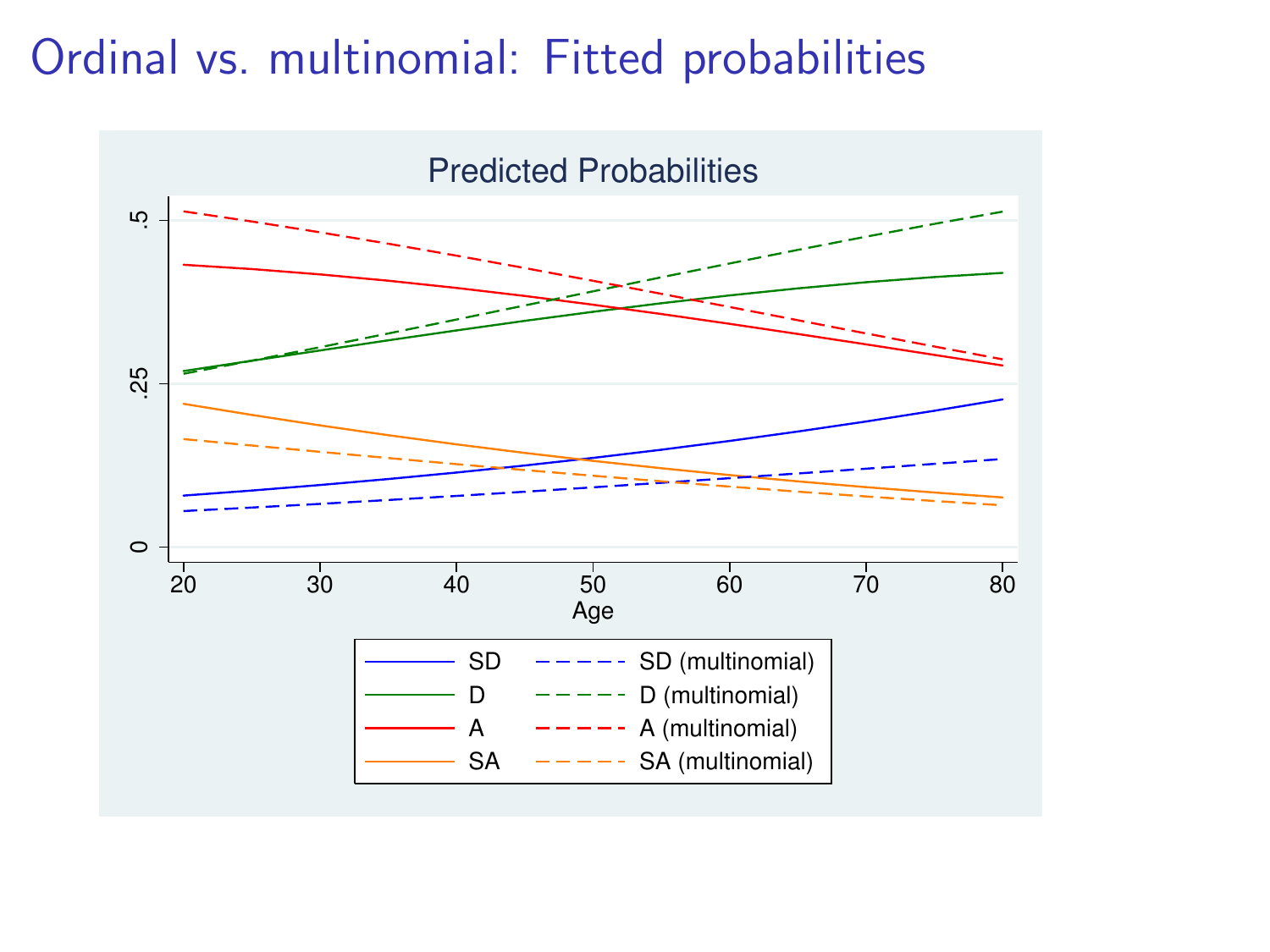# Ordinal vs. multinomial: Fitted probabilities

Predicted Probabilities

.5

.25

0

20 30 40 50 60 70 80

Age

SD — SD (multinomial)
D — D (multinomial)
A — A (multinomial)
SA — SA (multinomial)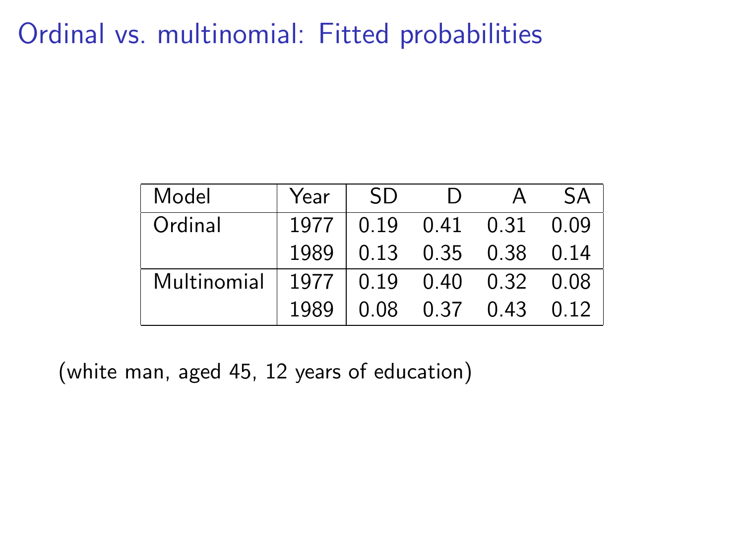# Ordinal vs. multinomial: Fitted probabilities

| Model | Year | SD | D | A | SA |
|---|---|---|---|---|---|
| Ordinal | 1977 | 0.19 | 0.41 | 0.31 | 0.09 |
| | 1989 | 0.13 | 0.35 | 0.38 | 0.14 |
| Multinomial | 1977 | 0.19 | 0.40 | 0.32 | 0.08 |
| | 1989 | 0.08 | 0.37 | 0.43 | 0.12 |

(white man, aged 45, 12 years of education)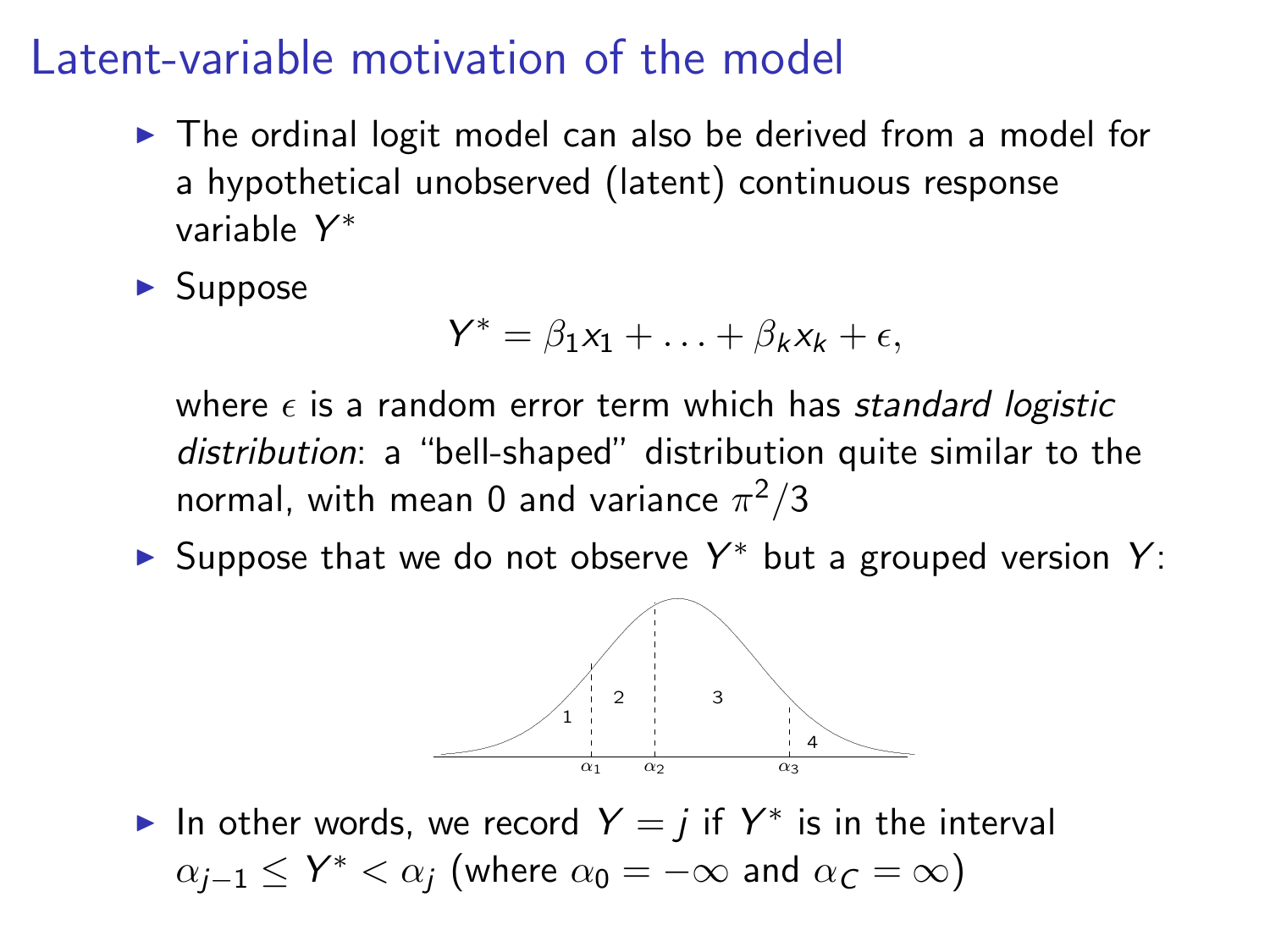# Latent-variable motivation of the model

- The ordinal logit model can also be derived from a model for a hypothetical unobserved (latent) continuous response variable $Y^*$
- Suppose

$$Y^* = \beta_1 x_1 + \ldots + \beta_k x_k + \epsilon,$$

  where $\epsilon$ is a random error term which has *standard logistic distribution*: a "bell-shaped" distribution quite similar to the normal, with mean 0 and variance $\pi^2/3$

- Suppose that we do not observe $Y^*$ but a grouped version $Y$:

- In other words, we record $Y = j$ if $Y^*$ is in the interval $\alpha_{j-1} \leq Y^* < \alpha_j$ (where $\alpha_0 = -\infty$ and $\alpha_C = \infty$)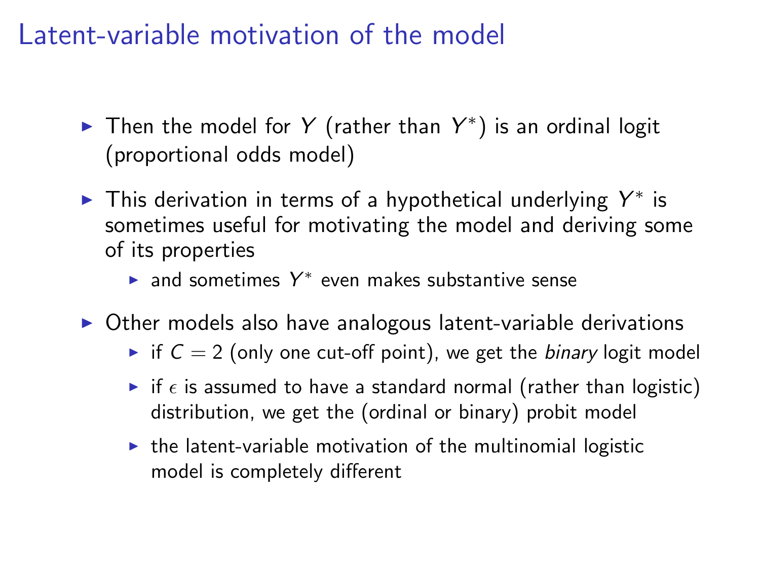# Latent-variable motivation of the model

- Then the model for $Y$ (rather than $Y^*$) is an ordinal logit (proportional odds model)
- This derivation in terms of a hypothetical underlying $Y^*$ is sometimes useful for motivating the model and deriving some of its properties
  - and sometimes $Y^*$ even makes substantive sense
- Other models also have analogous latent-variable derivations
  - if $C = 2$ (only one cut-off point), we get the *binary* logit model
  - if $\epsilon$ is assumed to have a standard normal (rather than logistic) distribution, we get the (ordinal or binary) probit model
  - the latent-variable motivation of the multinomial logistic model is completely different